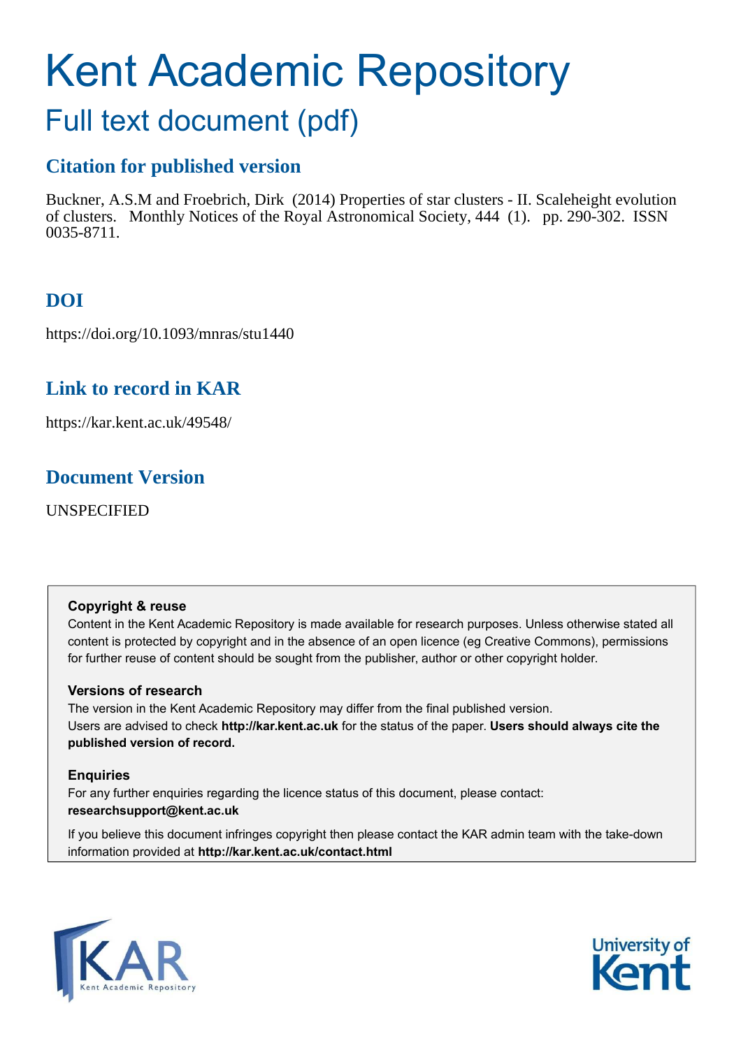# Kent Academic Repository

## Full text document (pdf)

### Citation for published version

Buckner, A.S.M and Froebrich, Dirk (2014) Properties of star clusters - II. Scaleheight evolution of clusters. Monthly Notices of the Royal Astronomical Society, 444 (1). pp. 290-302. ISSN 0035-8711.

### DOI

https://doi.org/10.1093/mnras/stu1440

### Link to record in KAR

https://kar.kent.ac.uk/49548/

### Document Version

UNSPECIFIED

**Copyright & reuse**

Content in the Kent Academic Repository is made available for research purposes. Unless otherwise stated all content is protected by copyright and in the absence of an open licence (eg Creative Commons), permissions for further reuse of content should be sought from the publisher, author or other copyright holder.

**Versions of research**

The version in the Kent Academic Repository may differ from the final published version.
Users are advised to check **http://kar.kent.ac.uk** for the status of the paper. **Users should always cite the published version of record.**

**Enquiries**

For any further enquiries regarding the licence status of this document, please contact:
**researchsupport@kent.ac.uk**

If you believe this document infringes copyright then please contact the KAR admin team with the take-down information provided at **http://kar.kent.ac.uk/contact.html**

KAR Kent Academic Repository

University of Kent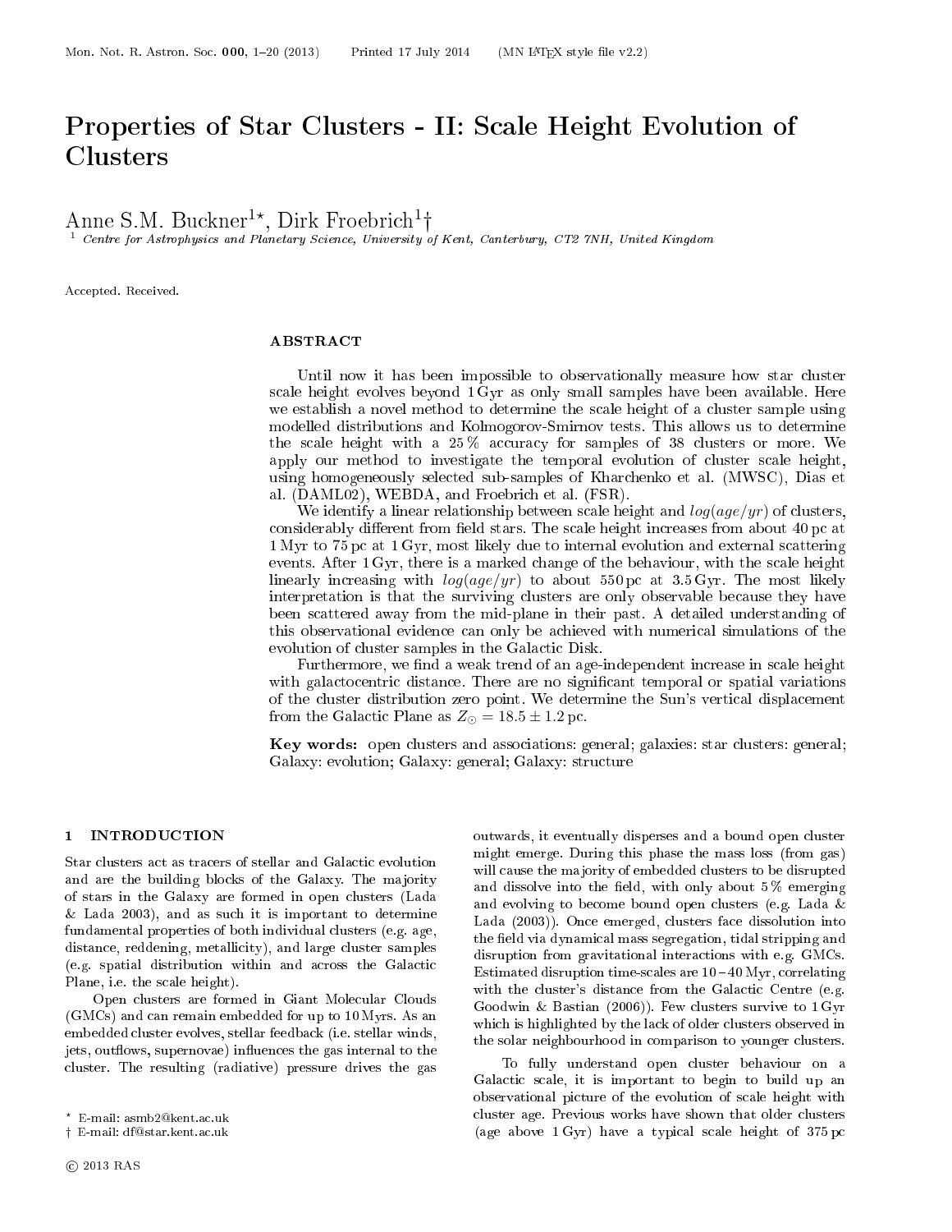# Properties of Star Clusters - II: Scale Height Evolution of Clusters

Anne S.M. Buckner[1]*, Dirk Froebrich[1]†

[1] Centre for Astrophysics and Planetary Science, University of Kent, Canterbury, CT2 7NH, United Kingdom

Accepted. Received.

## ABSTRACT

Until now it has been impossible to observationally measure how star cluster scale height evolves beyond 1 Gyr as only small samples have been available. Here we establish a novel method to determine the scale height of a cluster sample using modelled distributions and Kolmogorov-Smirnov tests. This allows us to determine the scale height with a 25 % accuracy for samples of 38 clusters or more. We apply our method to investigate the temporal evolution of cluster scale height, using homogeneously selected sub-samples of Kharchenko et al. (MWSC), Dias et al. (DAML02), WEBDA, and Froebrich et al. (FSR).

We identify a linear relationship between scale height and $log(age/yr)$ of clusters, considerably different from field stars. The scale height increases from about 40 pc at 1 Myr to 75 pc at 1 Gyr, most likely due to internal evolution and external scattering events. After 1 Gyr, there is a marked change of the behaviour, with the scale height linearly increasing with $log(age/yr)$ to about 550 pc at 3.5 Gyr. The most likely interpretation is that the surviving clusters are only observable because they have been scattered away from the mid-plane in their past. A detailed understanding of this observational evidence can only be achieved with numerical simulations of the evolution of cluster samples in the Galactic Disk.

Furthermore, we find a weak trend of an age-independent increase in scale height with galactocentric distance. There are no significant temporal or spatial variations of the cluster distribution zero point. We determine the Sun's vertical displacement from the Galactic Plane as $Z_{\odot} = 18.5 \pm 1.2$ pc.

**Key words:** open clusters and associations: general; galaxies: star clusters: general; Galaxy: evolution; Galaxy: general; Galaxy: structure

## 1 INTRODUCTION

Star clusters act as tracers of stellar and Galactic evolution and are the building blocks of the Galaxy. The majority of stars in the Galaxy are formed in open clusters (Lada & Lada 2003), and as such it is important to determine fundamental properties of both individual clusters (e.g. age, distance, reddening, metallicity), and large cluster samples (e.g. spatial distribution within and across the Galactic Plane, i.e. the scale height).

Open clusters are formed in Giant Molecular Clouds (GMCs) and can remain embedded for up to 10 Myrs. As an embedded cluster evolves, stellar feedback (i.e. stellar winds, jets, outflows, supernovae) influences the gas internal to the cluster. The resulting (radiative) pressure drives the gas outwards, it eventually disperses and a bound open cluster might emerge. During this phase the mass loss (from gas) will cause the majority of embedded clusters to be disrupted and dissolve into the field, with only about 5 % emerging and evolving to become bound open clusters (e.g. Lada & Lada (2003)). Once emerged, clusters face dissolution into the field via dynamical mass segregation, tidal stripping and disruption from gravitational interactions with e.g. GMCs. Estimated disruption time-scales are 10 – 40 Myr, correlating with the cluster's distance from the Galactic Centre (e.g. Goodwin & Bastian (2006)). Few clusters survive to 1 Gyr which is highlighted by the lack of older clusters observed in the solar neighbourhood in comparison to younger clusters.

To fully understand open cluster behaviour on a Galactic scale, it is important to begin to build up an observational picture of the evolution of scale height with cluster age. Previous works have shown that older clusters (age above 1 Gyr) have a typical scale height of 375 pc

* E-mail: asmb2@kent.ac.uk
† E-mail: df@star.kent.ac.uk

© 2013 RAS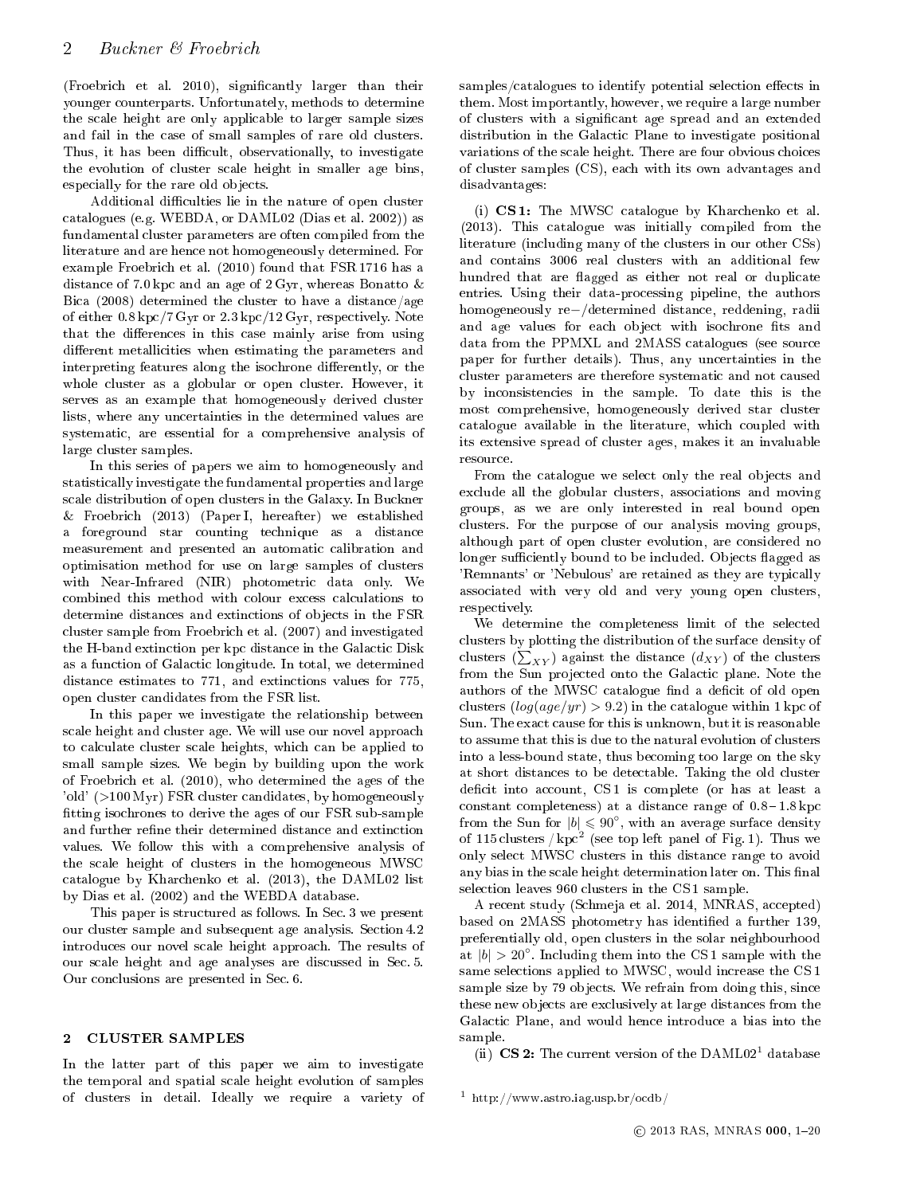(Froebrich et al. 2010), significantly larger than their younger counterparts. Unfortunately, methods to determine the scale height are only applicable to larger sample sizes and fail in the case of small samples of rare old clusters. Thus, it has been difficult, observationally, to investigate the evolution of cluster scale height in smaller age bins, especially for the rare old objects.

Additional difficulties lie in the nature of open cluster catalogues (e.g. WEBDA, or DAML02 (Dias et al. 2002)) as fundamental cluster parameters are often compiled from the literature and are hence not homogeneously determined. For example Froebrich et al. (2010) found that FSR 1716 has a distance of 7.0 kpc and an age of 2 Gyr, whereas Bonatto & Bica (2008) determined the cluster to have a distance/age of either 0.8 kpc/7 Gyr or 2.3 kpc/12 Gyr, respectively. Note that the differences in this case mainly arise from using different metallicities when estimating the parameters and interpreting features along the isochrone differently, or the whole cluster as a globular or open cluster. However, it serves as an example that homogeneously derived cluster lists, where any uncertainties in the determined values are systematic, are essential for a comprehensive analysis of large cluster samples.

In this series of papers we aim to homogeneously and statistically investigate the fundamental properties and large scale distribution of open clusters in the Galaxy. In Buckner & Froebrich (2013) (Paper I, hereafter) we established a foreground star counting technique as a distance measurement and presented an automatic calibration and optimisation method for use on large samples of clusters with Near-Infrared (NIR) photometric data only. We combined this method with colour excess calculations to determine distances and extinctions of objects in the FSR cluster sample from Froebrich et al. (2007) and investigated the H-band extinction per kpc distance in the Galactic Disk as a function of Galactic longitude. In total, we determined distance estimates to 771, and extinctions values for 775, open cluster candidates from the FSR list.

In this paper we investigate the relationship between scale height and cluster age. We will use our novel approach to calculate cluster scale heights, which can be applied to small sample sizes. We begin by building upon the work of Froebrich et al. (2010), who determined the ages of the 'old' (>100 Myr) FSR cluster candidates, by homogeneously fitting isochrones to derive the ages of our FSR sub-sample and further refine their determined distance and extinction values. We follow this with a comprehensive analysis of the scale height of clusters in the homogeneous MWSC catalogue by Kharchenko et al. (2013), the DAML02 list by Dias et al. (2002) and the WEBDA database.

This paper is structured as follows. In Sec. 3 we present our cluster sample and subsequent age analysis. Section 4.2 introduces our novel scale height approach. The results of our scale height and age analyses are discussed in Sec. 5. Our conclusions are presented in Sec. 6.

## 2 CLUSTER SAMPLES

In the latter part of this paper we aim to investigate the temporal and spatial scale height evolution of samples of clusters in detail. Ideally we require a variety of samples/catalogues to identify potential selection effects in them. Most importantly, however, we require a large number of clusters with a significant age spread and an extended distribution in the Galactic Plane to investigate positional variations of the scale height. There are four obvious choices of cluster samples (CS), each with its own advantages and disadvantages:

(i) **CS 1:** The MWSC catalogue by Kharchenko et al. (2013). This catalogue was initially compiled from the literature (including many of the clusters in our other CSs) and contains 3006 real clusters with an additional few hundred that are flagged as either not real or duplicate entries. Using their data-processing pipeline, the authors homogeneously re−/determined distance, reddening, radii and age values for each object with isochrone fits and data from the PPMXL and 2MASS catalogues (see source paper for further details). Thus, any uncertainties in the cluster parameters are therefore systematic and not caused by inconsistencies in the sample. To date this is the most comprehensive, homogeneously derived star cluster catalogue available in the literature, which coupled with its extensive spread of cluster ages, makes it an invaluable resource.

From the catalogue we select only the real objects and exclude all the globular clusters, associations and moving groups, as we are only interested in real bound open clusters. For the purpose of our analysis moving groups, although part of open cluster evolution, are considered no longer sufficiently bound to be included. Objects flagged as 'Remnants' or 'Nebulous' are retained as they are typically associated with very old and very young open clusters, respectively.

We determine the completeness limit of the selected clusters by plotting the distribution of the surface density of clusters ($\sum_{XY}$) against the distance ($d_{XY}$) of the clusters from the Sun projected onto the Galactic plane. Note the authors of the MWSC catalogue find a deficit of old open clusters ($log(age/yr) > 9.2$) in the catalogue within 1 kpc of Sun. The exact cause for this is unknown, but it is reasonable to assume that this is due to the natural evolution of clusters into a less-bound state, thus becoming too large on the sky at short distances to be detectable. Taking the old cluster deficit into account, CS 1 is complete (or has at least a constant completeness) at a distance range of 0.8 − 1.8 kpc from the Sun for $|b| \leqslant 90^{\circ}$, with an average surface density of 115 clusters / kpc$^2$ (see top left panel of Fig. 1). Thus we only select MWSC clusters in this distance range to avoid any bias in the scale height determination later on. This final selection leaves 960 clusters in the CS 1 sample.

A recent study (Schmeja et al. 2014, MNRAS, accepted) based on 2MASS photometry has identified a further 139, preferentially old, open clusters in the solar neighbourhood at $|b| > 20^{\circ}$. Including them into the CS 1 sample with the same selections applied to MWSC, would increase the CS 1 sample size by 79 objects. We refrain from doing this, since these new objects are exclusively at large distances from the Galactic Plane, and would hence introduce a bias into the sample.

(ii) **CS 2:** The current version of the DAML02[1] database

[1] http://www.astro.iag.usp.br/ocdb/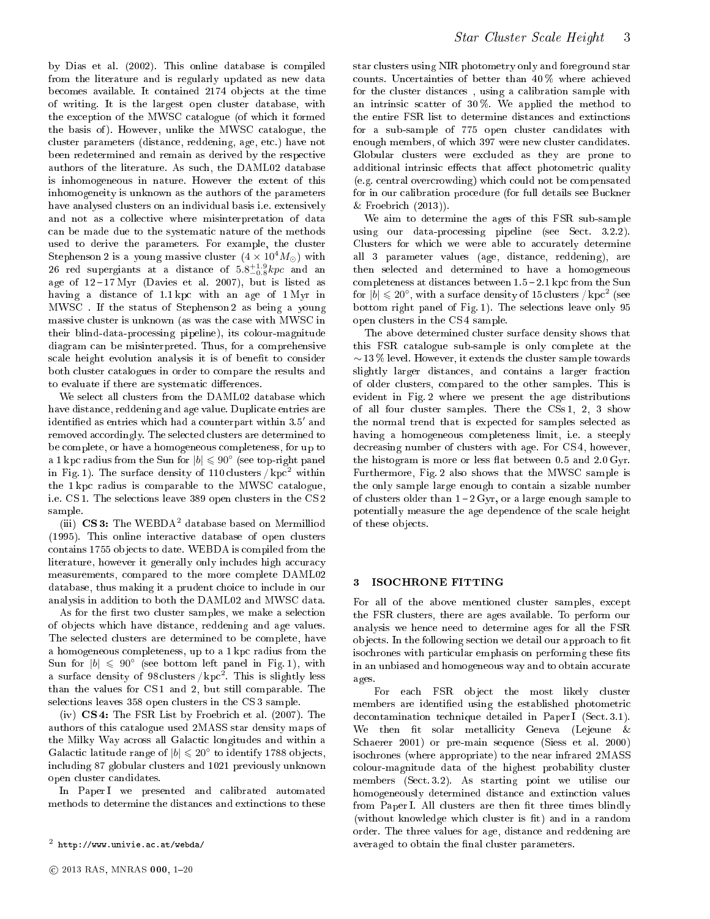by Dias et al. (2002). This online database is compiled from the literature and is regularly updated as new data becomes available. It contained 2174 objects at the time of writing. It is the largest open cluster database, with the exception of the MWSC catalogue (of which it formed the basis of). However, unlike the MWSC catalogue, the cluster parameters (distance, reddening, age, etc.) have not been redetermined and remain as derived by the respective authors of the literature. As such, the DAML02 database is inhomogeneous in nature. However the extent of this inhomogeneity is unknown as the authors of the parameters have analysed clusters on an individual basis i.e. extensively and not as a collective where misinterpretation of data can be made due to the systematic nature of the methods used to derive the parameters. For example, the cluster Stephenson 2 is a young massive cluster ($4 \times 10^4 M_{\odot}$) with 26 red supergiants at a distance of $5.8^{+1.9}_{-0.8} kpc$ and an age of 12 – 17 Myr (Davies et al. 2007), but is listed as having a distance of 1.1 kpc with an age of 1 Myr in MWSC . If the status of Stephenson 2 as being a young massive cluster is unknown (as was the case with MWSC in their blind-data-processing pipeline), its colour-magnitude diagram can be misinterpreted. Thus, for a comprehensive scale height evolution analysis it is of benefit to consider both cluster catalogues in order to compare the results and to evaluate if there are systematic differences.

We select all clusters from the DAML02 database which have distance, reddening and age value. Duplicate entries are identified as entries which had a counterpart within 3.5′ and removed accordingly. The selected clusters are determined to be complete, or have a homogeneous completeness, for up to a 1 kpc radius from the Sun for $|b| \leqslant 90^{\circ}$ (see top-right panel in Fig. 1). The surface density of 110 clusters / kpc$^2$ within the 1 kpc radius is comparable to the MWSC catalogue, i.e. CS 1. The selections leave 389 open clusters in the CS 2 sample.

(iii) **CS 3:** The WEBDA[2] database based on Mermilliod (1995). This online interactive database of open clusters contains 1755 objects to date. WEBDA is compiled from the literature, however it generally only includes high accuracy measurements, compared to the more complete DAML02 database, thus making it a prudent choice to include in our analysis in addition to both the DAML02 and MWSC data.

As for the first two cluster samples, we make a selection of objects which have distance, reddening and age values. The selected clusters are determined to be complete, have a homogeneous completeness, up to a 1 kpc radius from the Sun for $|b| \leqslant 90^{\circ}$ (see bottom left panel in Fig. 1), with a surface density of 98 clusters / kpc$^2$. This is slightly less than the values for CS 1 and 2, but still comparable. The selections leaves 358 open clusters in the CS 3 sample.

(iv) **CS 4:** The FSR List by Froebrich et al. (2007). The authors of this catalogue used 2MASS star density maps of the Milky Way across all Galactic longitudes and within a Galactic latitude range of $|b| \leqslant 20^{\circ}$ to identify 1788 objects, including 87 globular clusters and 1021 previously unknown open cluster candidates.

In Paper I we presented and calibrated automated methods to determine the distances and extinctions to these star clusters using NIR photometry only and foreground star counts. Uncertainties of better than 40 % where achieved for the cluster distances , using a calibration sample with an intrinsic scatter of 30 %. We applied the method to the entire FSR list to determine distances and extinctions for a sub-sample of 775 open cluster candidates with enough members, of which 397 were new cluster candidates. Globular clusters were excluded as they are prone to additional intrinsic effects that affect photometric quality (e.g. central overcrowding) which could not be compensated for in our calibration procedure (for full details see Buckner & Froebrich (2013)).

We aim to determine the ages of this FSR sub-sample using our data-processing pipeline (see Sect. 3.2.2). Clusters for which we were able to accurately determine all 3 parameter values (age, distance, reddening), are then selected and determined to have a homogeneous completeness at distances between 1.5 – 2.1 kpc from the Sun for $|b| \leqslant 20^{\circ}$, with a surface density of 15 clusters / kpc$^2$ (see bottom right panel of Fig. 1). The selections leave only 95 open clusters in the CS 4 sample.

The above determined cluster surface density shows that this FSR catalogue sub-sample is only complete at the ∼13 % level. However, it extends the cluster sample towards slightly larger distances, and contains a larger fraction of older clusters, compared to the other samples. This is evident in Fig. 2 where we present the age distributions of all four cluster samples. There the CSs 1, 2, 3 show the normal trend that is expected for samples selected as having a homogeneous completeness limit, i.e. a steeply decreasing number of clusters with age. For CS 4, however, the histogram is more or less flat between 0.5 and 2.0 Gyr. Furthermore, Fig. 2 also shows that the MWSC sample is the only sample large enough to contain a sizable number of clusters older than 1 – 2 Gyr, or a large enough sample to potentially measure the age dependence of the scale height of these objects.

## 3 ISOCHRONE FITTING

For all of the above mentioned cluster samples, except the FSR clusters, there are ages available. To perform our analysis we hence need to determine ages for all the FSR objects. In the following section we detail our approach to fit isochrones with particular emphasis on performing these fits in an unbiased and homogeneous way and to obtain accurate ages.

For each FSR object the most likely cluster members are identified using the established photometric decontamination technique detailed in Paper I (Sect. 3.1). We then fit solar metallicity Geneva (Lejeune & Schaerer 2001) or pre-main sequence (Siess et al. 2000) isochrones (where appropriate) to the near infrared 2MASS colour-magnitude data of the highest probability cluster members (Sect. 3.2). As starting point we utilise our homogeneously determined distance and extinction values from Paper I. All clusters are then fit three times blindly (without knowledge which cluster is fit) and in a random order. The three values for age, distance and reddening are averaged to obtain the final cluster parameters.

[2] http://www.univie.ac.at/webda/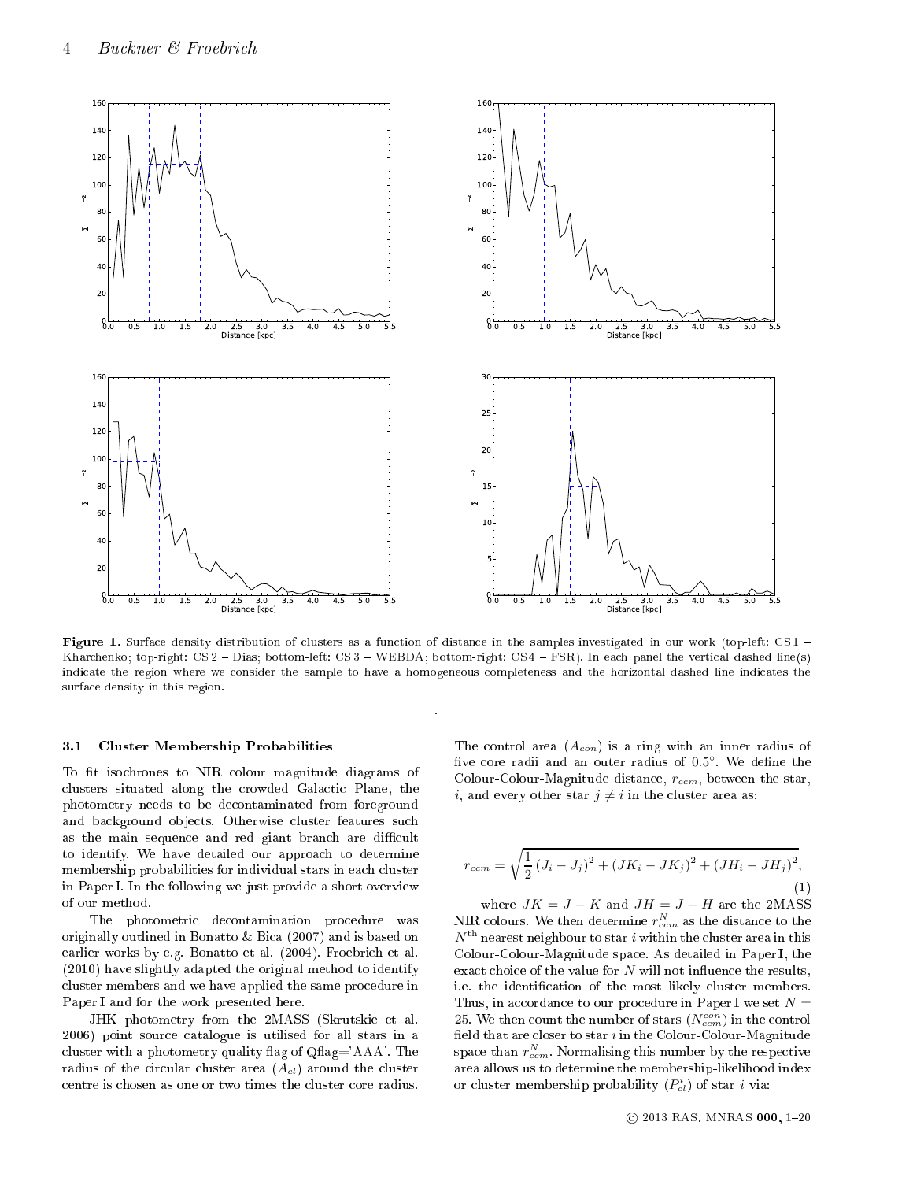**Figure 1.** Surface density distribution of clusters as a function of distance in the samples investigated in our work (top-left: CS 1 – Kharchenko; top-right: CS 2 – Dias; bottom-left: CS 3 – WEBDA; bottom-right: CS 4 – FSR). In each panel the vertical dashed line(s) indicate the region where we consider the sample to have a homogeneous completeness and the horizontal dashed line indicates the surface density in this region.

### 3.1 Cluster Membership Probabilities

To fit isochrones to NIR colour magnitude diagrams of clusters situated along the crowded Galactic Plane, the photometry needs to be decontaminated from foreground and background objects. Otherwise cluster features such as the main sequence and red giant branch are difficult to identify. We have detailed our approach to determine membership probabilities for individual stars in each cluster in Paper I. In the following we just provide a short overview of our method.

The photometric decontamination procedure was originally outlined in Bonatto & Bica (2007) and is based on earlier works by e.g. Bonatto et al. (2004). Froebrich et al. (2010) have slightly adapted the original method to identify cluster members and we have applied the same procedure in Paper I and for the work presented here.

JHK photometry from the 2MASS (Skrutskie et al. 2006) point source catalogue is utilised for all stars in a cluster with a photometry quality flag of Qflag='AAA'. The radius of the circular cluster area ($A_{cl}$) around the cluster centre is chosen as one or two times the cluster core radius. The control area ($A_{con}$) is a ring with an inner radius of five core radii and an outer radius of 0.5°. We define the Colour-Colour-Magnitude distance, $r_{ccm}$, between the star, $i$, and every other star $j \neq i$ in the cluster area as:

$$r_{ccm} = \sqrt{\frac{1}{2}\left(J_i - J_j\right)^2 + \left(JK_i - JK_j\right)^2 + \left(JH_i - JH_j\right)^2}, \quad (1)$$

where $JK = J - K$ and $JH = J - H$ are the 2MASS NIR colours. We then determine $r_{ccm}^N$ as the distance to the $N^{\text{th}}$ nearest neighbour to star $i$ within the cluster area in this Colour-Colour-Magnitude space. As detailed in Paper I, the exact choice of the value for $N$ will not influence the results, i.e. the identification of the most likely cluster members. Thus, in accordance to our procedure in Paper I we set $N = 25$. We then count the number of stars ($N_{ccm}^{con}$) in the control field that are closer to star $i$ in the Colour-Colour-Magnitude space than $r_{ccm}^N$. Normalising this number by the respective area allows us to determine the membership-likelihood index or cluster membership probability ($P_{cl}^i$) of star $i$ via: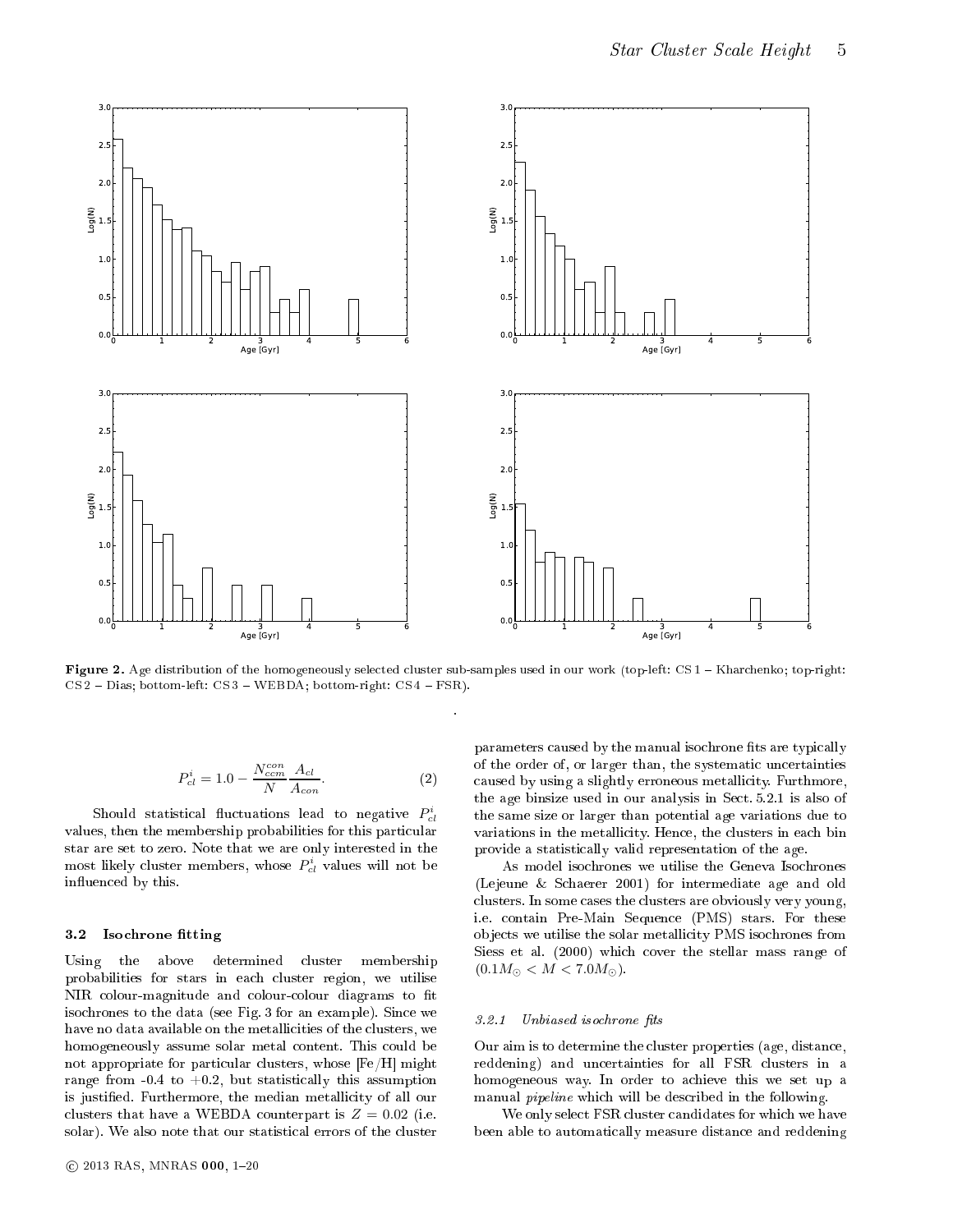Figure 2. Age distribution of the homogeneously selected cluster sub-samples used in our work (top-left: CS 1 – Kharchenko; top-right: CS 2 – Dias; bottom-left: CS 3 – WEBDA; bottom-right: CS 4 – FSR).

$$P_{cl}^{i} = 1.0 - \frac{N_{ccm}^{con}}{N} \frac{A_{cl}}{A_{con}}. \quad (2)$$

Should statistical fluctuations lead to negative $P_{cl}^{i}$ values, then the membership probabilities for this particular star are set to zero. Note that we are only interested in the most likely cluster members, whose $P_{cl}^{i}$ values will not be influenced by this.

### 3.2 Isochrone fitting

Using the above determined cluster membership probabilities for stars in each cluster region, we utilise NIR colour-magnitude and colour-colour diagrams to fit isochrones to the data (see Fig. 3 for an example). Since we have no data available on the metallicities of the clusters, we homogeneously assume solar metal content. This could be not appropriate for particular clusters, whose [Fe/H] might range from -0.4 to +0.2, but statistically this assumption is justified. Furthermore, the median metallicity of all our clusters that have a WEBDA counterpart is $Z = 0.02$ (i.e. solar). We also note that our statistical errors of the cluster parameters caused by the manual isochrone fits are typically of the order of, or larger than, the systematic uncertainties caused by using a slightly erroneous metallicity. Furthermore, the age binsize used in our analysis in Sect. 5.2.1 is also of the same size or larger than potential age variations due to variations in the metallicity. Hence, the clusters in each bin provide a statistically valid representation of the age.

As model isochrones we utilise the Geneva Isochrones (Lejeune & Schaerer 2001) for intermediate age and old clusters. In some cases the clusters are obviously very young, i.e. contain Pre-Main Sequence (PMS) stars. For these objects we utilise the solar metallicity PMS isochrones from Siess et al. (2000) which cover the stellar mass range of ($0.1M_{\odot} < M < 7.0M_{\odot}$).

#### 3.2.1 *Unbiased isochrone fits*

Our aim is to determine the cluster properties (age, distance, reddening) and uncertainties for all FSR clusters in a homogeneous way. In order to achieve this we set up a manual *pipeline* which will be described in the following.

We only select FSR cluster candidates for which we have been able to automatically measure distance and reddening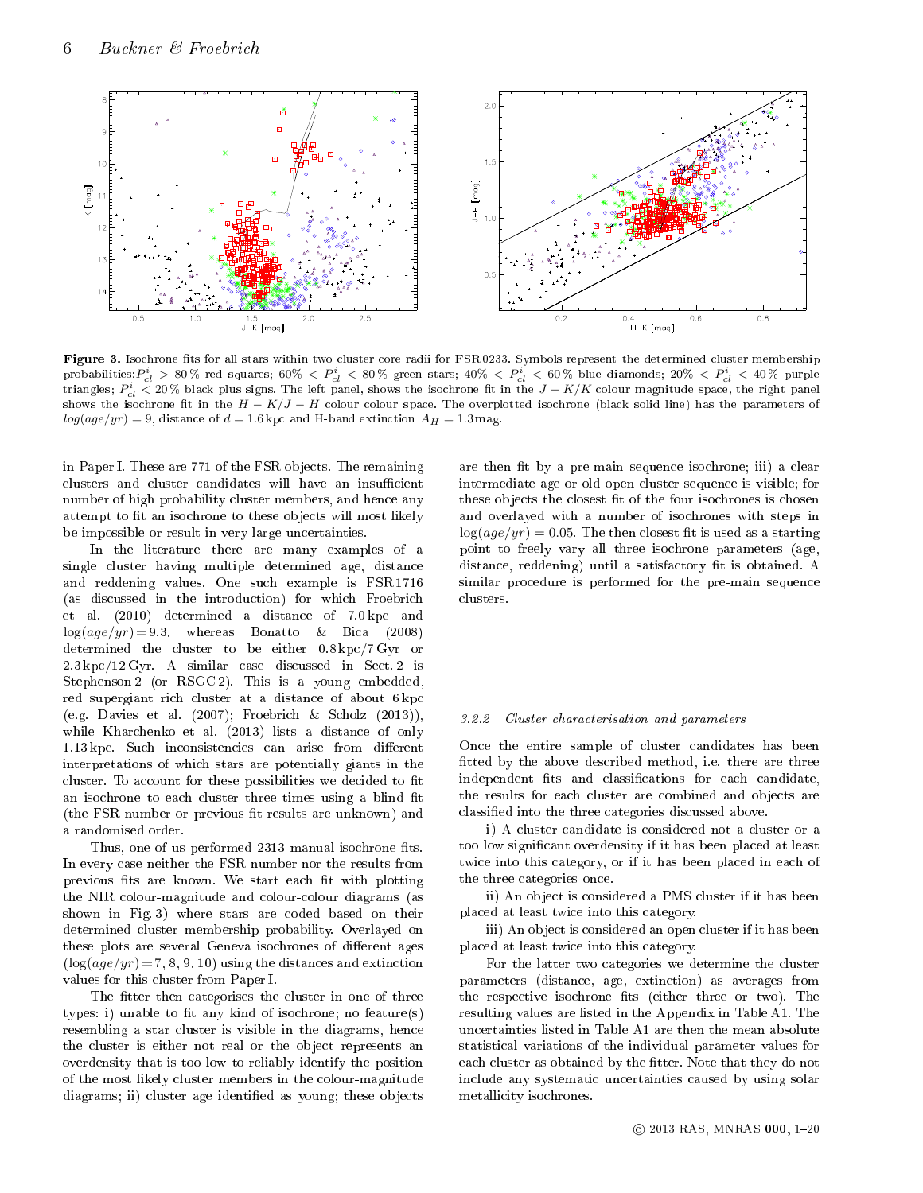**Figure 3.** Isochrone fits for all stars within two cluster core radii for FSR 0233. Symbols represent the determined cluster membership probabilities: $P^i_{cl} > 80\,\%$ red squares; $60\,\% < P^i_{cl} < 80\,\%$ green stars; $40\,\% < P^i_{cl} < 60\,\%$ blue diamonds; $20\,\% < P^i_{cl} < 40\,\%$ purple triangles; $P^i_{cl} < 20\,\%$ black plus signs. The left panel, shows the isochrone fit in the $J-K/K$ colour magnitude space, the right panel shows the isochrone fit in the $H-K/J-H$ colour colour space. The overplotted isochrone (black solid line) has the parameters of $log(age/yr) = 9$, distance of $d = 1.6$ kpc and H-band extinction $A_H = 1.3$ mag.

in Paper I. These are 771 of the FSR objects. The remaining clusters and cluster candidates will have an insufficient number of high probability cluster members, and hence any attempt to fit an isochrone to these objects will most likely be impossible or result in very large uncertainties.

In the literature there are many examples of a single cluster having multiple determined age, distance and reddening values. One such example is FSR 1716 (as discussed in the introduction) for which Froebrich et al. (2010) determined a distance of 7.0 kpc and $\log(age/yr) = 9.3$, whereas Bonatto & Bica (2008) determined the cluster to be either 0.8 kpc/7 Gyr or 2.3 kpc/12 Gyr. A similar case discussed in Sect. 2 is Stephenson 2 (or RSGC 2). This is a young embedded, red supergiant rich cluster at a distance of about 6 kpc (e.g. Davies et al. (2007); Froebrich & Scholz (2013)), while Kharchenko et al. (2013) lists a distance of only 1.13 kpc. Such inconsistencies can arise from different interpretations of which stars are potentially giants in the cluster. To account for these possibilities we decided to fit an isochrone to each cluster three times using a blind fit (the FSR number or previous fit results are unknown) and a randomised order.

Thus, one of us performed 2313 manual isochrone fits. In every case neither the FSR number nor the results from previous fits are known. We start each fit with plotting the NIR colour-magnitude and colour-colour diagrams (as shown in Fig. 3) where stars are coded based on their determined cluster membership probability. Overlayed on these plots are several Geneva isochrones of different ages ($\log(age/yr) = 7, 8, 9, 10$) using the distances and extinction values for this cluster from Paper I.

The fitter then categorises the cluster in one of three types: i) unable to fit any kind of isochrone; no feature(s) resembling a star cluster is visible in the diagrams, hence the cluster is either not real or the object represents an overdensity that is too low to reliably identify the position of the most likely cluster members in the colour-magnitude diagrams; ii) cluster age identified as young; these objects are then fit by a pre-main sequence isochrone; iii) a clear intermediate age or old open cluster sequence is visible; for these objects the closest fit of the four isochrones is chosen and overlayed with a number of isochrones with steps in $\log(age/yr) = 0.05$. The then closest fit is used as a starting point to freely vary all three isochrone parameters (age, distance, reddening) until a satisfactory fit is obtained. A similar procedure is performed for the pre-main sequence clusters.

#### 3.2.2 Cluster characterisation and parameters

Once the entire sample of cluster candidates has been fitted by the above described method, i.e. there are three independent fits and classifications for each candidate, the results for each cluster are combined and objects are classified into the three categories discussed above.

i) A cluster candidate is considered not a cluster or a too low significant overdensity if it has been placed at least twice into this category, or if it has been placed in each of the three categories once.

ii) An object is considered a PMS cluster if it has been placed at least twice into this category.

iii) An object is considered an open cluster if it has been placed at least twice into this category.

For the latter two categories we determine the cluster parameters (distance, age, extinction) as averages from the respective isochrone fits (either three or two). The resulting values are listed in the Appendix in Table A1. The uncertainties listed in Table A1 are then the mean absolute statistical variations of the individual parameter values for each cluster as obtained by the fitter. Note that they do not include any systematic uncertainties caused by using solar metallicity isochrones.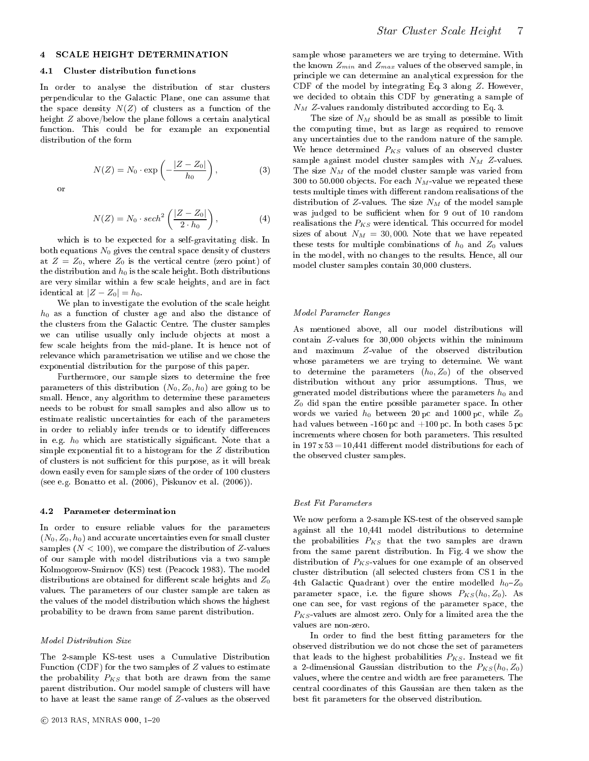## 4 SCALE HEIGHT DETERMINATION

### 4.1 Cluster distribution functions

In order to analyse the distribution of star clusters perpendicular to the Galactic Plane, one can assume that the space density $N(Z)$ of clusters as a function of the height $Z$ above/below the plane follows a certain analytical function. This could be for example an exponential distribution of the form

$$N(Z) = N_0 \cdot \exp\left(-\frac{|Z - Z_0|}{h_0}\right), \quad (3)$$

or

$$N(Z) = N_0 \cdot sech^2\left(\frac{|Z - Z_0|}{2 \cdot h_0}\right), \quad (4)$$

which is to be expected for a self-gravitating disk. In both equations $N_0$ gives the central space density of clusters at $Z = Z_0$, where $Z_0$ is the vertical centre (zero point) of the distribution and $h_0$ is the scale height. Both distributions are very similar within a few scale heights, and are in fact identical at $|Z - Z_0| = h_0$.

We plan to investigate the evolution of the scale height $h_0$ as a function of cluster age and also the distance of the clusters from the Galactic Centre. The cluster samples we can utilise usually only include objects at most a few scale heights from the mid-plane. It is hence not of relevance which parametrisation we utilise and we chose the exponential distribution for the purpose of this paper.

Furthermore, our sample sizes to determine the free parameters of this distribution $(N_0, Z_0, h_0)$ are going to be small. Hence, any algorithm to determine these parameters needs to be robust for small samples and also allow us to estimate realistic uncertainties for each of the parameters in order to reliably infer trends or to identify differences in e.g. $h_0$ which are statistically significant. Note that a simple exponential fit to a histogram for the $Z$ distribution of clusters is not sufficient for this purpose, as it will break down easily even for sample sizes of the order of 100 clusters (see e.g. Bonatto et al. (2006), Piskunov et al. (2006)).

### 4.2 Parameter determination

In order to ensure reliable values for the parameters $(N_0, Z_0, h_0)$ and accurate uncertainties even for small cluster samples ($N < 100$), we compare the distribution of $Z$-values of our sample with model distributions via a two sample Kolmogorow-Smirnov (KS) test (Peacock 1983). The model distributions are obtained for different scale heights and $Z_0$ values. The parameters of our cluster sample are taken as the values of the model distribution which shows the highest probability to be drawn from same parent distribution.

*Model Distribution Size*

The 2-sample KS-test uses a Cumulative Distribution Function (CDF) for the two samples of $Z$ values to estimate the probability $P_{KS}$ that both are drawn from the same parent distribution. Our model sample of clusters will have to have at least the same range of $Z$-values as the observed sample whose parameters we are trying to determine. With the known $Z_{min}$ and $Z_{max}$ values of the observed sample, in principle we can determine an analytical expression for the CDF of the model by integrating Eq. 3 along $Z$. However, we decided to obtain this CDF by generating a sample of $N_M$ $Z$-values randomly distributed according to Eq. 3.

The size of $N_M$ should be as small as possible to limit the computing time, but as large as required to remove any uncertainties due to the random nature of the sample. We hence determined $P_{KS}$ values of an observed cluster sample against model cluster samples with $N_M$ $Z$-values. The size $N_M$ of the model cluster sample was varied from 300 to 50.000 objects. For each $N_M$-value we repeated these tests multiple times with different random realisations of the distribution of $Z$-values. The size $N_M$ of the model sample was judged to be sufficient when for 9 out of 10 random realisations the $P_{KS}$ were identical. This occurred for model sizes of about $N_M = 30,000$. Note that we have repeated these tests for multiple combinations of $h_0$ and $Z_0$ values in the model, with no changes to the results. Hence, all our model cluster samples contain 30,000 clusters.

*Model Parameter Ranges*

As mentioned above, all our model distributions will contain $Z$-values for 30,000 objects within the minimum and maximum $Z$-value of the observed distribution whose parameters we are trying to determine. We want to determine the parameters $(h_0, Z_0)$ of the observed distribution without any prior assumptions. Thus, we generated model distributions where the parameters $h_0$ and $Z_0$ did span the entire possible parameter space. In other words we varied $h_0$ between 20 pc and 1000 pc, while $Z_0$ had values between -160 pc and +100 pc. In both cases 5 pc increments where chosen for both parameters. This resulted in 197 x 53 = 10,441 different model distributions for each of the observed cluster samples.

*Best Fit Parameters*

We now perform a 2-sample KS-test of the observed sample against all the 10,441 model distributions to determine the probabilities $P_{KS}$ that the two samples are drawn from the same parent distribution. In Fig. 4 we show the distribution of $P_{KS}$-values for one example of an observed cluster distribution (all selected clusters from CS 1 in the 4th Galactic Quadrant) over the entire modelled $h_0$–$Z_0$ parameter space, i.e. the figure shows $P_{KS}(h_0, Z_0)$. As one can see, for vast regions of the parameter space, the $P_{KS}$-values are almost zero. Only for a limited area the the values are non-zero.

In order to find the best fitting parameters for the observed distribution we do not chose the set of parameters that leads to the highest probabilities $P_{KS}$. Instead we fit a 2-dimensional Gaussian distribution to the $P_{KS}(h_0, Z_0)$ values, where the centre and width are free parameters. The central coordinates of this Gaussian are then taken as the best fit parameters for the observed distribution.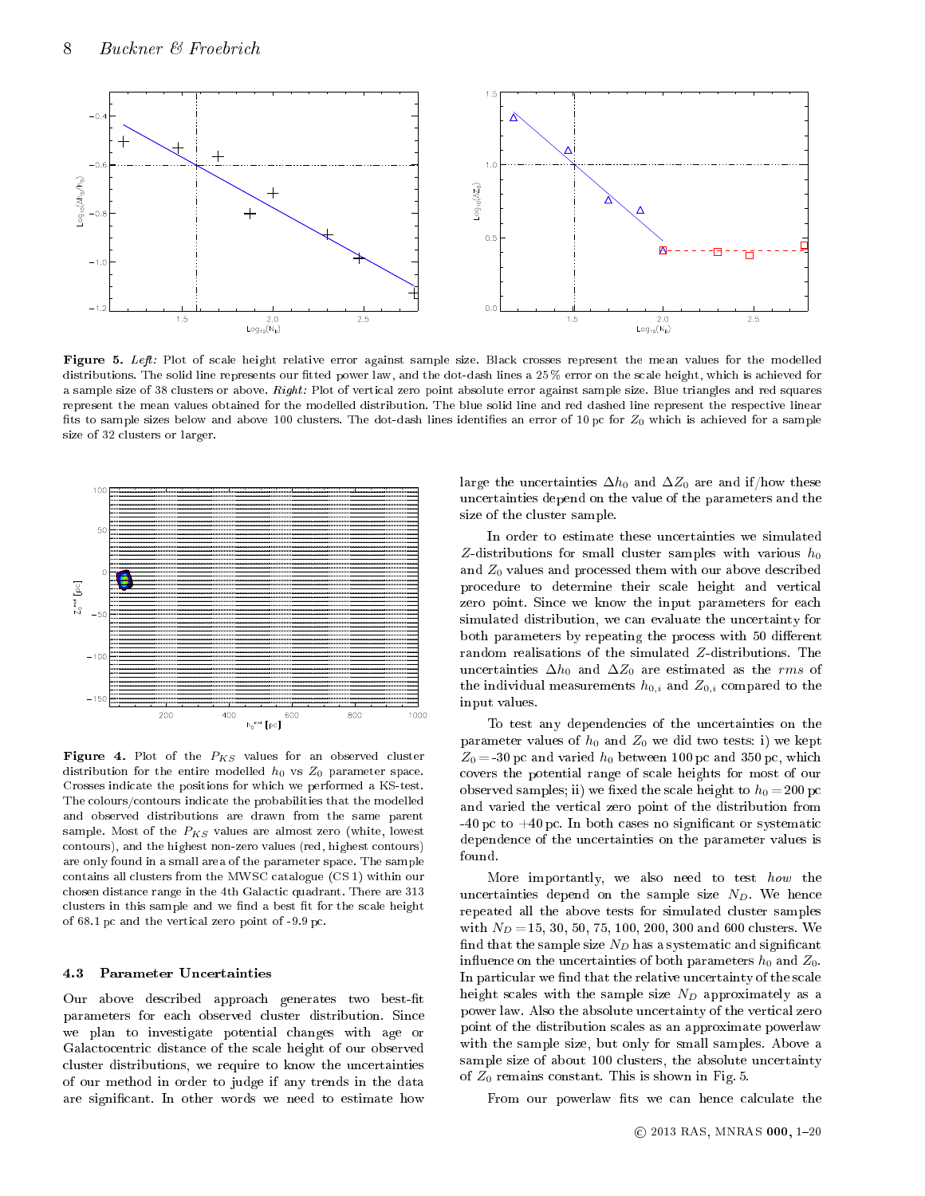**Figure 5.** *Left:* Plot of scale height relative error against sample size. Black crosses represent the mean values for the modelled distributions. The solid line represents our fitted power law, and the dot-dash lines a 25 % error on the scale height, which is achieved for a sample size of 38 clusters or above. *Right:* Plot of vertical zero point absolute error against sample size. Blue triangles and red squares represent the mean values obtained for the modelled distribution. The blue solid line and red dashed line represent the respective linear fits to sample sizes below and above 100 clusters. The dot-dash lines identifies an error of 10 pc for $Z_0$ which is achieved for a sample size of 32 clusters or larger.

**Figure 4.** Plot of the $P_{KS}$ values for an observed cluster distribution for the entire modelled $h_0$ vs $Z_0$ parameter space. Crosses indicate the positions for which we performed a KS-test. The colours/contours indicate the probabilities that the modelled and observed distributions are drawn from the same parent sample. Most of the $P_{KS}$ values are almost zero (white, lowest contours), and the highest non-zero values (red, highest contours) are only found in a small area of the parameter space. The sample contains all clusters from the MWSC catalogue (CS 1) within our chosen distance range in the 4th Galactic quadrant. There are 313 clusters in this sample and we find a best fit for the scale height of 68.1 pc and the vertical zero point of -9.9 pc.

### 4.3 Parameter Uncertainties

Our above described approach generates two best-fit parameters for each observed cluster distribution. Since we plan to investigate potential changes with age or Galactocentric distance of the scale height of our observed cluster distributions, we require to know the uncertainties of our method in order to judge if any trends in the data are significant. In other words we need to estimate how large the uncertainties $\Delta h_0$ and $\Delta Z_0$ are and if/how these uncertainties depend on the value of the parameters and the size of the cluster sample.

In order to estimate these uncertainties we simulated $Z$-distributions for small cluster samples with various $h_0$ and $Z_0$ values and processed them with our above described procedure to determine their scale height and vertical zero point. Since we know the input parameters for each simulated distribution, we can evaluate the uncertainty for both parameters by repeating the process with 50 different random realisations of the simulated $Z$-distributions. The uncertainties $\Delta h_0$ and $\Delta Z_0$ are estimated as the *rms* of the individual measurements $h_{0,i}$ and $Z_{0,i}$ compared to the input values.

To test any dependencies of the uncertainties on the parameter values of $h_0$ and $Z_0$ we did two tests: i) we kept $Z_0 = $ -30 pc and varied $h_0$ between 100 pc and 350 pc, which covers the potential range of scale heights for most of our observed samples; ii) we fixed the scale height to $h_0 = 200$ pc and varied the vertical zero point of the distribution from -40 pc to +40 pc. In both cases no significant or systematic dependence of the uncertainties on the parameter values is found.

More importantly, we also need to test *how* the uncertainties depend on the sample size $N_D$. We hence repeated all the above tests for simulated cluster samples with $N_D = 15$, 30, 50, 75, 100, 200, 300 and 600 clusters. We find that the sample size $N_D$ has a systematic and significant influence on the uncertainties of both parameters $h_0$ and $Z_0$. In particular we find that the relative uncertainty of the scale height scales with the sample size $N_D$ approximately as a power law. Also the absolute uncertainty of the vertical zero point of the distribution scales as an approximate powerlaw with the sample size, but only for small samples. Above a sample size of about 100 clusters, the absolute uncertainty of $Z_0$ remains constant. This is shown in Fig. 5.

From our powerlaw fits we can hence calculate the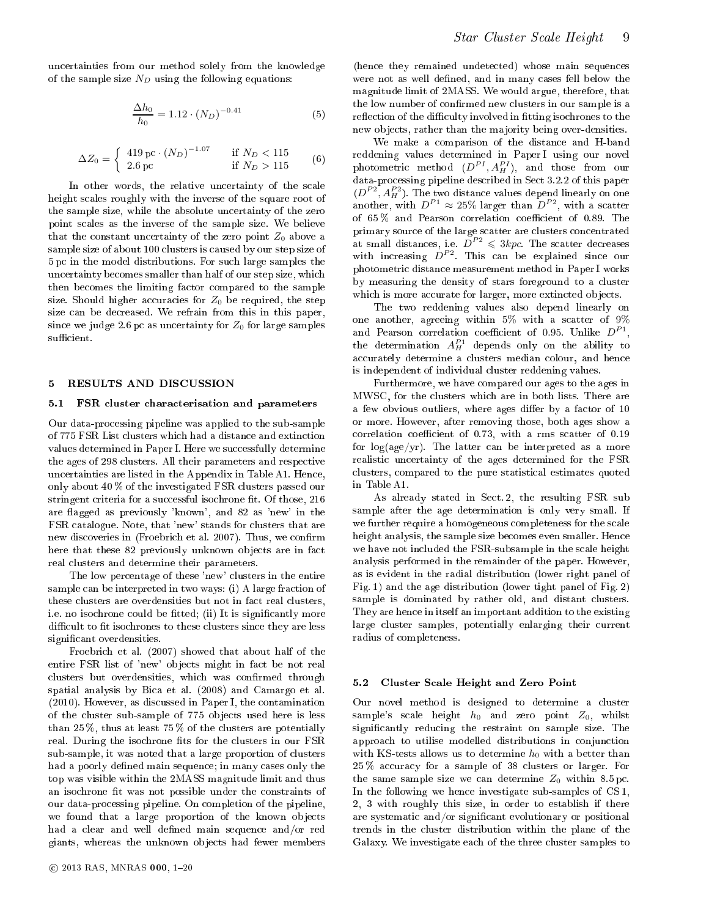uncertainties from our method solely from the knowledge of the sample size $N_D$ using the following equations:

$$\frac{\Delta h_0}{h_0} = 1.12 \cdot (N_D)^{-0.41} \tag{5}$$

$$\Delta Z_0 = \begin{cases} 419\,\mathrm{pc} \cdot (N_D)^{-1.07} & \text{if } N_D < 115 \\ 2.6\,\mathrm{pc} & \text{if } N_D > 115 \end{cases} \tag{6}$$

In other words, the relative uncertainty of the scale height scales roughly with the inverse of the square root of the sample size, while the absolute uncertainty of the zero point scales as the inverse of the sample size. We believe that the constant uncertainty of the zero point $Z_0$ above a sample size of about 100 clusters is caused by our step size of 5 pc in the model distributions. For such large samples the uncertainty becomes smaller than half of our step size, which then becomes the limiting factor compared to the sample size. Should higher accuracies for $Z_0$ be required, the step size can be decreased. We refrain from this in this paper, since we judge 2.6 pc as uncertainty for $Z_0$ for large samples sufficient.

## 5 RESULTS AND DISCUSSION

### 5.1 FSR cluster characterisation and parameters

Our data-processing pipeline was applied to the sub-sample of 775 FSR List clusters which had a distance and extinction values determined in Paper I. Here we successfully determine the ages of 298 clusters. All their parameters and respective uncertainties are listed in the Appendix in Table A1. Hence, only about 40 % of the investigated FSR clusters passed our stringent criteria for a successful isochrone fit. Of those, 216 are flagged as previously 'known', and 82 as 'new' in the FSR catalogue. Note, that 'new' stands for clusters that are new discoveries in (Froebrich et al. 2007). Thus, we confirm here that these 82 previously unknown objects are in fact real clusters and determine their parameters.

The low percentage of these 'new' clusters in the entire sample can be interpreted in two ways: (i) A large fraction of these clusters are overdensities but not in fact real clusters, i.e. no isochrone could be fitted; (ii) It is significantly more difficult to fit isochrones to these clusters since they are less significant overdensities.

Froebrich et al. (2007) showed that about half of the entire FSR list of 'new' objects might in fact be not real clusters but overdensities, which was confirmed through spatial analysis by Bica et al. (2008) and Camargo et al. (2010). However, as discussed in Paper I, the contamination of the cluster sub-sample of 775 objects used here is less than 25 %, thus at least 75 % of the clusters are potentially real. During the isochrone fits for the clusters in our FSR sub-sample, it was noted that a large proportion of clusters had a poorly defined main sequence; in many cases only the top was visible within the 2MASS magnitude limit and thus an isochrone fit was not possible under the constraints of our data-processing pipeline. On completion of the pipeline, we found that a large proportion of the known objects had a clear and well defined main sequence and/or red giants, whereas the unknown objects had fewer members (hence they remained undetected) whose main sequences were not as well defined, and in many cases fell below the magnitude limit of 2MASS. We would argue, therefore, that the low number of confirmed new clusters in our sample is a reflection of the difficulty involved in fitting isochrones to the new objects, rather than the majority being over-densities.

We make a comparison of the distance and H-band reddening values determined in Paper I using our novel photometric method ($D^{PI}, A_H^{PI}$), and those from our data-processing pipeline described in Sect 3.2.2 of this paper ($D^{P2}, A_H^{P2}$). The two distance values depend linearly on one another, with $D^{P1} \approx 25\%$ larger than $D^{P2}$, with a scatter of 65 % and Pearson correlation coefficient of 0.89. The primary source of the large scatter are clusters concentrated at small distances, i.e. $D^{P2} \leqslant 3kpc$. The scatter decreases with increasing $D^{P2}$. This can be explained since our photometric distance measurement method in Paper I works by measuring the density of stars foreground to a cluster which is more accurate for larger, more extincted objects.

The two reddening values also depend linearly on one another, agreeing within 5% with a scatter of 9% and Pearson correlation coefficient of 0.95. Unlike $D^{P1}$, the determination $A_H^{P1}$ depends only on the ability to accurately determine a clusters median colour, and hence is independent of individual cluster reddening values.

Furthermore, we have compared our ages to the ages in MWSC, for the clusters which are in both lists. There are a few obvious outliers, where ages differ by a factor of 10 or more. However, after removing those, both ages show a correlation coefficient of 0.73, with a rms scatter of 0.19 for log(age/yr). The latter can be interpreted as a more realistic uncertainty of the ages determined for the FSR clusters, compared to the pure statistical estimates quoted in Table A1.

As already stated in Sect. 2, the resulting FSR sub sample after the age determination is only very small. If we further require a homogeneous completeness for the scale height analysis, the sample size becomes even smaller. Hence we have not included the FSR-subsample in the scale height analysis performed in the remainder of the paper. However, as is evident in the radial distribution (lower right panel of Fig. 1) and the age distribution (lower tight panel of Fig. 2) sample is dominated by rather old, and distant clusters. They are hence in itself an important addition to the existing large cluster samples, potentially enlarging their current radius of completeness.

### 5.2 Cluster Scale Height and Zero Point

Our novel method is designed to determine a cluster sample's scale height $h_0$ and zero point $Z_0$, whilst significantly reducing the restraint on sample size. The approach to utilise modelled distributions in conjunction with KS-tests allows us to determine $h_0$ with a better than 25 % accuracy for a sample of 38 clusters or larger. For the same sample size we can determine $Z_0$ within 8.5 pc. In the following we hence investigate sub-samples of CS 1, 2, 3 with roughly this size, in order to establish if there are systematic and/or significant evolutionary or positional trends in the cluster distribution within the plane of the Galaxy. We investigate each of the three cluster samples to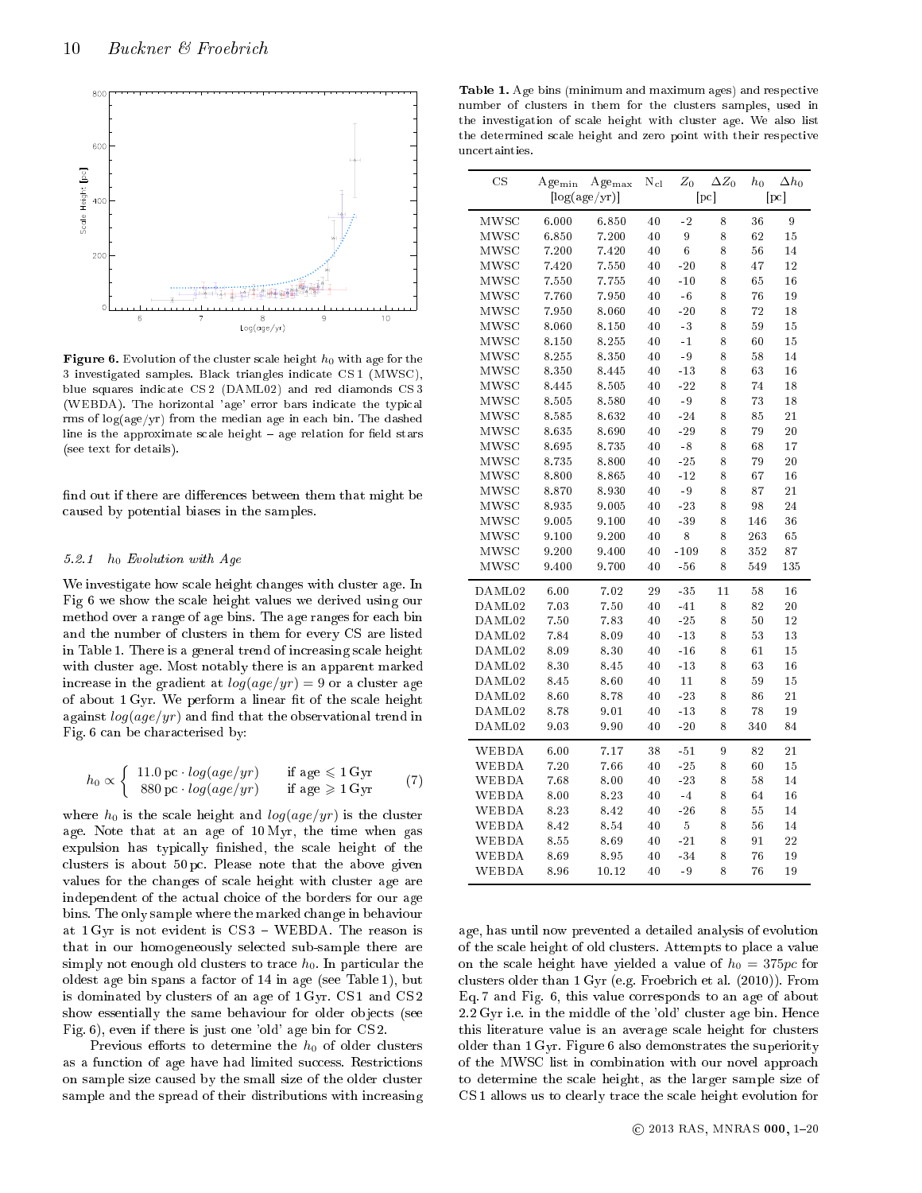Figure 6. Evolution of the cluster scale height $h_0$ with age for the 3 investigated samples. Black triangles indicate CS 1 (MWSC), blue squares indicate CS 2 (DAML02) and red diamonds CS 3 (WEBDA). The horizontal 'age' error bars indicate the typical rms of log(age/yr) from the median age in each bin. The dashed line is the approximate scale height – age relation for field stars (see text for details).

find out if there are differences between them that might be caused by potential biases in the samples.

#### 5.2.1 $h_0$ Evolution with Age

We investigate how scale height changes with cluster age. In Fig 6 we show the scale height values we derived using our method over a range of age bins. The age ranges for each bin and the number of clusters in them for every CS are listed in Table 1. There is a general trend of increasing scale height with cluster age. Most notably there is an apparent marked increase in the gradient at $log(age/yr) = 9$ or a cluster age of about 1 Gyr. We perform a linear fit of the scale height against $log(age/yr)$ and find that the observational trend in Fig. 6 can be characterised by:

$$h_0 \propto \begin{cases} 11.0\,\mathrm{pc} \cdot log(age/yr) & \text{if age} \leqslant 1\,\mathrm{Gyr} \\ 880\,\mathrm{pc} \cdot log(age/yr) & \text{if age} \geqslant 1\,\mathrm{Gyr} \end{cases} \quad (7)$$

where $h_0$ is the scale height and $log(age/yr)$ is the cluster age. Note that at an age of 10 Myr, the time when gas expulsion has typically finished, the scale height of the clusters is about 50 pc. Please note that the above given values for the changes of scale height with cluster age are independent of the actual choice of the borders for our age bins. The only sample where the marked change in behaviour at 1 Gyr is not evident is CS3 – WEBDA. The reason is that in our homogeneously selected sub-sample there are simply not enough old clusters to trace $h_0$. In particular the oldest age bin spans a factor of 14 in age (see Table 1), but is dominated by clusters of an age of 1 Gyr. CS1 and CS2 show essentially the same behaviour for older objects (see Fig. 6), even if there is just one 'old' age bin for CS2.

Previous efforts to determine the $h_0$ of older clusters as a function of age have had limited success. Restrictions on sample size caused by the small size of the older cluster sample and the spread of their distributions with increasing age, has until now prevented a detailed analysis of evolution of the scale height of old clusters. Attempts to place a value on the scale height have yielded a value of $h_0 = 375pc$ for clusters older than 1 Gyr (e.g. Froebrich et al. (2010)). From Eq. 7 and Fig. 6, this value corresponds to an age of about 2.2 Gyr i.e. in the middle of the 'old' cluster age bin. Hence this literature value is an average scale height for clusters older than 1 Gyr. Figure 6 also demonstrates the superiority of the MWSC list in combination with our novel approach to determine the scale height, as the larger sample size of CS1 allows us to clearly trace the scale height evolution for

**Table 1.** Age bins (minimum and maximum ages) and respective number of clusters in them for the clusters samples, used in the investigation of scale height with cluster age. We also list the determined scale height and zero point with their respective uncertainties.

| CS | $\mathrm{Age_{min}}$ [log(age/yr)] | $\mathrm{Age_{max}}$ | $\mathrm{N_{cl}}$ | $Z_0$ [pc] | $\Delta Z_0$ | $h_0$ [pc] | $\Delta h_0$ |
|---|---|---|---|---|---|---|---|
| MWSC | 6.000 | 6.850 | 40 | -2 | 8 | 36 | 9 |
| MWSC | 6.850 | 7.200 | 40 | 9 | 8 | 62 | 15 |
| MWSC | 7.200 | 7.420 | 40 | 6 | 8 | 56 | 14 |
| MWSC | 7.420 | 7.550 | 40 | -20 | 8 | 47 | 12 |
| MWSC | 7.550 | 7.755 | 40 | -10 | 8 | 65 | 16 |
| MWSC | 7.760 | 7.950 | 40 | -6 | 8 | 76 | 19 |
| MWSC | 7.950 | 8.060 | 40 | -20 | 8 | 72 | 18 |
| MWSC | 8.060 | 8.150 | 40 | -3 | 8 | 59 | 15 |
| MWSC | 8.150 | 8.255 | 40 | -1 | 8 | 60 | 15 |
| MWSC | 8.255 | 8.350 | 40 | -9 | 8 | 58 | 14 |
| MWSC | 8.350 | 8.445 | 40 | -13 | 8 | 63 | 16 |
| MWSC | 8.445 | 8.505 | 40 | -22 | 8 | 74 | 18 |
| MWSC | 8.505 | 8.580 | 40 | -9 | 8 | 73 | 18 |
| MWSC | 8.585 | 8.632 | 40 | -24 | 8 | 85 | 21 |
| MWSC | 8.635 | 8.690 | 40 | -29 | 8 | 79 | 20 |
| MWSC | 8.695 | 8.735 | 40 | -8 | 8 | 68 | 17 |
| MWSC | 8.735 | 8.800 | 40 | -25 | 8 | 79 | 20 |
| MWSC | 8.800 | 8.865 | 40 | -12 | 8 | 67 | 16 |
| MWSC | 8.870 | 8.930 | 40 | -9 | 8 | 87 | 21 |
| MWSC | 8.935 | 9.005 | 40 | -23 | 8 | 98 | 24 |
| MWSC | 9.005 | 9.100 | 40 | -39 | 8 | 146 | 36 |
| MWSC | 9.100 | 9.200 | 40 | 8 | 8 | 263 | 65 |
| MWSC | 9.200 | 9.400 | 40 | -109 | 8 | 352 | 87 |
| MWSC | 9.400 | 9.700 | 40 | -56 | 8 | 549 | 135 |
| DAML02 | 6.00 | 7.02 | 29 | -35 | 11 | 58 | 16 |
| DAML02 | 7.03 | 7.50 | 40 | -41 | 8 | 82 | 20 |
| DAML02 | 7.50 | 7.83 | 40 | -25 | 8 | 50 | 12 |
| DAML02 | 7.84 | 8.09 | 40 | -13 | 8 | 53 | 13 |
| DAML02 | 8.09 | 8.30 | 40 | -16 | 8 | 61 | 15 |
| DAML02 | 8.30 | 8.45 | 40 | -13 | 8 | 63 | 16 |
| DAML02 | 8.45 | 8.60 | 40 | 11 | 8 | 59 | 15 |
| DAML02 | 8.60 | 8.78 | 40 | -23 | 8 | 86 | 21 |
| DAML02 | 8.78 | 9.01 | 40 | -13 | 8 | 78 | 19 |
| DAML02 | 9.03 | 9.90 | 40 | -20 | 8 | 340 | 84 |
| WEBDA | 6.00 | 7.17 | 38 | -51 | 9 | 82 | 21 |
| WEBDA | 7.20 | 7.66 | 40 | -25 | 8 | 60 | 15 |
| WEBDA | 7.68 | 8.00 | 40 | -23 | 8 | 58 | 14 |
| WEBDA | 8.00 | 8.23 | 40 | -4 | 8 | 64 | 16 |
| WEBDA | 8.23 | 8.42 | 40 | -26 | 8 | 55 | 14 |
| WEBDA | 8.42 | 8.54 | 40 | 5 | 8 | 56 | 14 |
| WEBDA | 8.55 | 8.69 | 40 | -21 | 8 | 91 | 22 |
| WEBDA | 8.69 | 8.95 | 40 | -34 | 8 | 76 | 19 |
| WEBDA | 8.96 | 10.12 | 40 | -9 | 8 | 76 | 19 |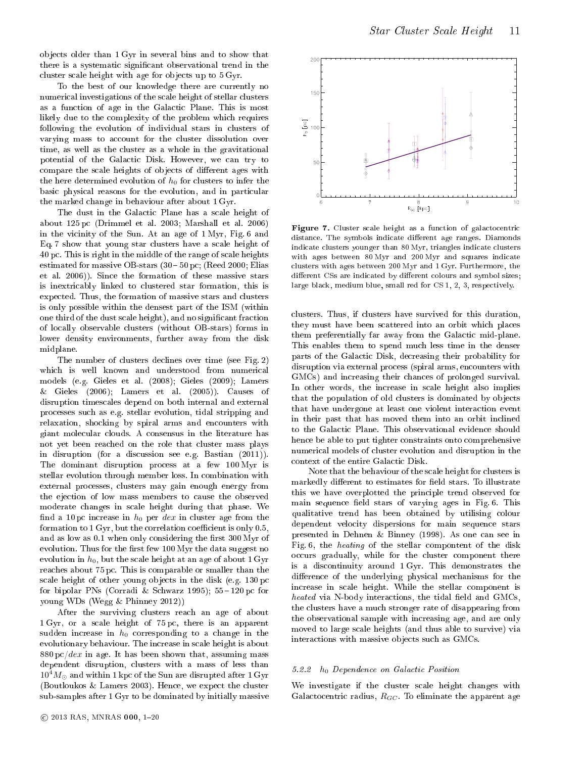objects older than 1 Gyr in several bins and to show that there is a systematic significant observational trend in the cluster scale height with age for objects up to 5 Gyr.

To the best of our knowledge there are currently no numerical investigations of the scale height of stellar clusters as a function of age in the Galactic Plane. This is most likely due to the complexity of the problem which requires following the evolution of individual stars in clusters of varying mass to account for the cluster dissolution over time, as well as the cluster as a whole in the gravitational potential of the Galactic Disk. However, we can try to compare the scale heights of objects of different ages with the here determined evolution of $h_0$ for clusters to infer the basic physical reasons for the evolution, and in particular the marked change in behaviour after about 1 Gyr.

The dust in the Galactic Plane has a scale height of about 125 pc (Drimmel et al. 2003; Marshall et al. 2006) in the vicinity of the Sun. At an age of 1 Myr, Fig. 6 and Eq. 7 show that young star clusters have a scale height of 40 pc. This is right in the middle of the range of scale heights estimated for massive OB-stars (30 – 50 pc; (Reed 2000; Elias et al. 2006)). Since the formation of these massive stars is inextricably linked to clustered star formation, this is expected. Thus, the formation of massive stars and clusters is only possible within the densest part of the ISM (within one third of the dust scale height), and no significant fraction of locally observable clusters (without OB-stars) forms in lower density environments, further away from the disk midplane.

The number of clusters declines over time (see Fig. 2) which is well known and understood from numerical models (e.g. Gieles et al. (2008); Gieles (2009); Lamers & Gieles (2006); Lamers et al. (2005)). Causes of disruption timescales depend on both internal and external processes such as e.g. stellar evolution, tidal stripping and relaxation, shocking by spiral arms and encounters with giant molecular clouds. A consensus in the literature has not yet been reached on the role that cluster mass plays in disruption (for a discussion see e.g. Bastian (2011)). The dominant disruption process at a few 100 Myr is stellar evolution through member loss. In combination with external processes, clusters may gain enough energy from the ejection of low mass members to cause the observed moderate changes in scale height during that phase. We find a 10 pc increase in $h_0$ per *dex* in cluster age from the formation to 1 Gyr, but the correlation coefficient is only 0.5, and as low as 0.1 when only considering the first 300 Myr of evolution. Thus for the first few 100 Myr the data suggest no evolution in $h_0$, but the scale height at an age of about 1 Gyr reaches about 75 pc. This is comparable or smaller than the scale height of other young objects in the disk (e.g. 130 pc for bipolar PNs (Corradi & Schwarz 1995); 55 – 120 pc for young WDs (Wegg & Phinney 2012))

After the surviving clusters reach an age of about 1 Gyr, or a scale height of 75 pc, there is an apparent sudden increase in $h_0$ corresponding to a change in the evolutionary behaviour. The increase in scale height is about 880 pc/*dex* in age. It has been shown that, assuming mass dependent disruption, clusters with a mass of less than $10^4 M_\odot$ and within 1 kpc of the Sun are disrupted after 1 Gyr (Boutloukos & Lamers 2003). Hence, we expect the cluster sub-samples after 1 Gyr to be dominated by initially massive clusters. Thus, if clusters have survived for this duration, they must have been scattered into an orbit which places them preferentially far away from the Galactic mid-plane. This enables them to spend much less time in the denser parts of the Galactic Disk, decreasing their probability for disruption via external process (spiral arms, encounters with GMCs) and increasing their chances of prolonged survival. In other words, the increase in scale height also implies that the population of old clusters is dominated by objects that have undergone at least one violent interaction event in their past that has moved them into an orbit inclined to the Galactic Plane. This observational evidence should hence be able to put tighter constraints onto comprehensive numerical models of cluster evolution and disruption in the context of the entire Galactic Disk.

Note that the behaviour of the scale height for clusters is markedly different to estimates for field stars. To illustrate this we have overplotted the principle trend observed for main sequence field stars of varying ages in Fig. 6. This qualitative trend has been obtained by utilising colour dependent velocity dispersions for main sequence stars presented in Dehnen & Binney (1998). As one can see in Fig. 6, the *heating* of the stellar compontent of the disk occurs gradually, while for the cluster component there is a discontinuity around 1 Gyr. This demonstrates the difference of the underlying physical mechanisms for the increase in scale height. While the stellar component is *heated* via N-body interactions, the tidal field and GMCs, the clusters have a much stronger rate of disappearing from the observational sample with increasing age, and are only moved to large scale heights (and thus able to survive) via interactions with massive objects such as GMCs.

**Figure 7.** Cluster scale height as a function of galactocentric distance. The symbols indicate different age ranges. Diamonds indicate clusters younger than 80 Myr, triangles indicate clusters with ages between 80 Myr and 200 Myr and squares indicate clusters with ages between 200 Myr and 1 Gyr. Furthermore, the different CSs are indicated by different colours and symbol sizes; large black, medium blue, small red for CS 1, 2, 3, respectively.

#### 5.2.2 $h_0$ Dependence on Galactic Position

We investigate if the cluster scale height changes with Galactocentric radius, $R_{GC}$. To eliminate the apparent age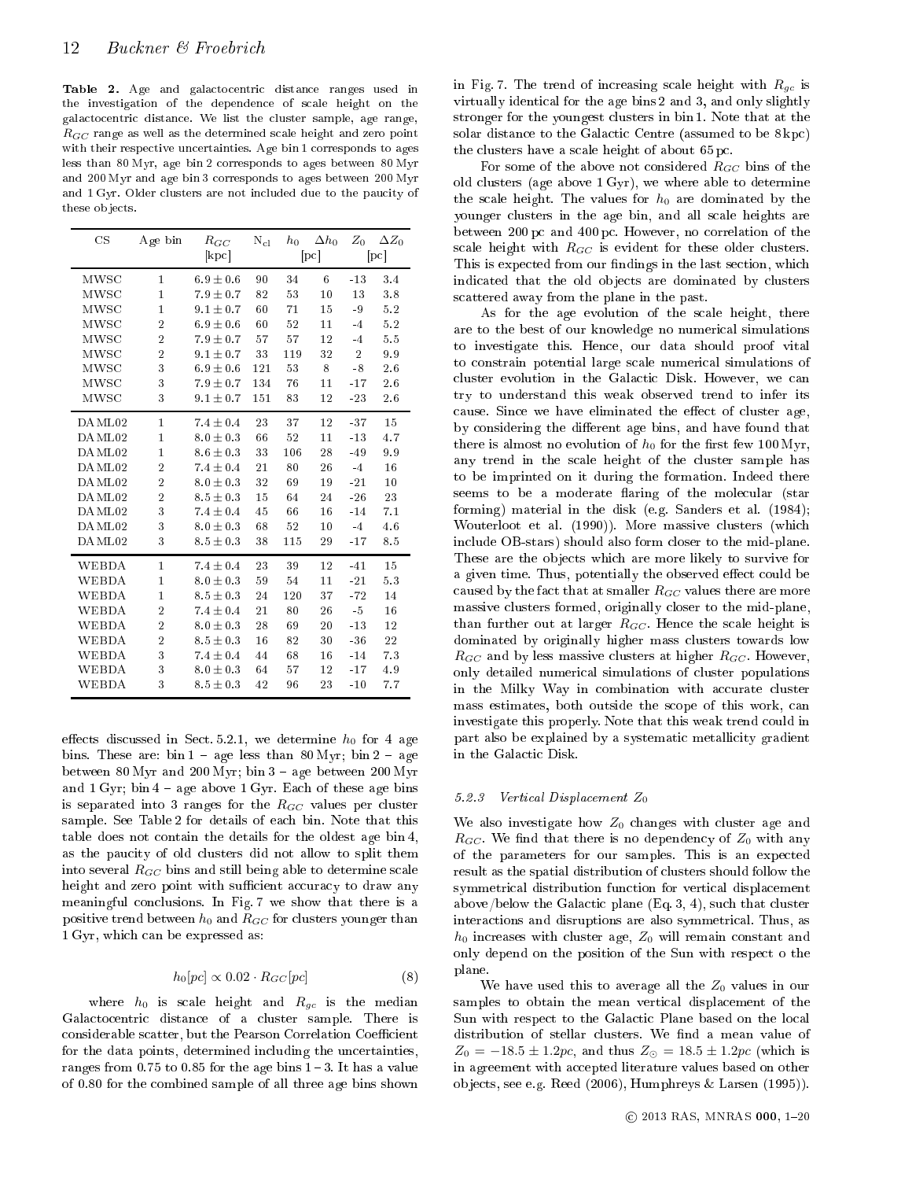**Table 2.** Age and galactocentric distance ranges used in the investigation of the dependence of scale height on the galactocentric distance. We list the cluster sample, age range, $R_{GC}$ range as well as the determined scale height and zero point with their respective uncertainties. Age bin 1 corresponds to ages less than 80 Myr, age bin 2 corresponds to ages between 80 Myr and 200 Myr and age bin 3 corresponds to ages between 200 Myr and 1 Gyr. Older clusters are not included due to the paucity of these objects.

| CS | Age bin | $R_{GC}$ [kpc] | $N_{cl}$ | $h_0$ [pc] | $\Delta h_0$ | $Z_0$ [pc] | $\Delta Z_0$ |
|---|---|---|---|---|---|---|---|
| MWSC | 1 | $6.9 \pm 0.6$ | 90 | 34 | 6 | -13 | 3.4 |
| MWSC | 1 | $7.9 \pm 0.7$ | 82 | 53 | 10 | 13 | 3.8 |
| MWSC | 1 | $9.1 \pm 0.7$ | 60 | 71 | 15 | -9 | 5.2 |
| MWSC | 2 | $6.9 \pm 0.6$ | 60 | 52 | 11 | -4 | 5.2 |
| MWSC | 2 | $7.9 \pm 0.7$ | 57 | 57 | 12 | -4 | 5.5 |
| MWSC | 2 | $9.1 \pm 0.7$ | 33 | 119 | 32 | 2 | 9.9 |
| MWSC | 3 | $6.9 \pm 0.6$ | 121 | 53 | 8 | -8 | 2.6 |
| MWSC | 3 | $7.9 \pm 0.7$ | 134 | 76 | 11 | -17 | 2.6 |
| MWSC | 3 | $9.1 \pm 0.7$ | 151 | 83 | 12 | -23 | 2.6 |
| DAML02 | 1 | $7.4 \pm 0.4$ | 23 | 37 | 12 | -37 | 15 |
| DAML02 | 1 | $8.0 \pm 0.3$ | 66 | 52 | 11 | -13 | 4.7 |
| DAML02 | 1 | $8.6 \pm 0.3$ | 33 | 106 | 28 | -49 | 9.9 |
| DAML02 | 2 | $7.4 \pm 0.4$ | 21 | 80 | 26 | -4 | 16 |
| DAML02 | 2 | $8.0 \pm 0.3$ | 32 | 69 | 19 | -21 | 10 |
| DAML02 | 2 | $8.5 \pm 0.3$ | 15 | 64 | 24 | -26 | 23 |
| DAML02 | 3 | $7.4 \pm 0.4$ | 45 | 66 | 16 | -14 | 7.1 |
| DAML02 | 3 | $8.0 \pm 0.3$ | 68 | 52 | 10 | -4 | 4.6 |
| DAML02 | 3 | $8.5 \pm 0.3$ | 38 | 115 | 29 | -17 | 8.5 |
| WEBDA | 1 | $7.4 \pm 0.4$ | 23 | 39 | 12 | -41 | 15 |
| WEBDA | 1 | $8.0 \pm 0.3$ | 59 | 54 | 11 | -21 | 5.3 |
| WEBDA | 1 | $8.5 \pm 0.3$ | 24 | 120 | 37 | -72 | 14 |
| WEBDA | 2 | $7.4 \pm 0.4$ | 21 | 80 | 26 | -5 | 16 |
| WEBDA | 2 | $8.0 \pm 0.3$ | 28 | 69 | 20 | -13 | 12 |
| WEBDA | 2 | $8.5 \pm 0.3$ | 16 | 82 | 30 | -36 | 22 |
| WEBDA | 3 | $7.4 \pm 0.4$ | 44 | 68 | 16 | -14 | 7.3 |
| WEBDA | 3 | $8.0 \pm 0.3$ | 64 | 57 | 12 | -17 | 4.9 |
| WEBDA | 3 | $8.5 \pm 0.3$ | 42 | 96 | 23 | -10 | 7.7 |

effects discussed in Sect. 5.2.1, we determine $h_0$ for 4 age bins. These are: bin 1 – age less than 80 Myr; bin 2 – age between 80 Myr and 200 Myr; bin 3 – age between 200 Myr and 1 Gyr; bin 4 – age above 1 Gyr. Each of these age bins is separated into 3 ranges for the $R_{GC}$ values per cluster sample. See Table 2 for details of each bin. Note that this table does not contain the details for the oldest age bin 4, as the paucity of old clusters did not allow to split them into several $R_{GC}$ bins and still being able to determine scale height and zero point with sufficient accuracy to draw any meaningful conclusions. In Fig. 7 we show that there is a positive trend between $h_0$ and $R_{GC}$ for clusters younger than 1 Gyr, which can be expressed as:

$$h_0[pc] \propto 0.02 \cdot R_{GC}[pc] \tag{8}$$

where $h_0$ is scale height and $R_{gc}$ is the median Galactocentric distance of a cluster sample. There is considerable scatter, but the Pearson Correlation Coefficient for the data points, determined including the uncertainties, ranges from 0.75 to 0.85 for the age bins 1 – 3. It has a value of 0.80 for the combined sample of all three age bins shown in Fig. 7. The trend of increasing scale height with $R_{gc}$ is virtually identical for the age bins 2 and 3, and only slightly stronger for the youngest clusters in bin 1. Note that at the solar distance to the Galactic Centre (assumed to be 8 kpc) the clusters have a scale height of about 65 pc.

For some of the above not considered $R_{GC}$ bins of the old clusters (age above 1 Gyr), we where able to determine the scale height. The values for $h_0$ are dominated by the younger clusters in the age bin, and all scale heights are between 200 pc and 400 pc. However, no correlation of the scale height with $R_{GC}$ is evident for these older clusters. This is expected from our findings in the last section, which indicated that the old objects are dominated by clusters scattered away from the plane in the past.

As for the age evolution of the scale height, there are to the best of our knowledge no numerical simulations to investigate this. Hence, our data should proof vital to constrain potential large scale numerical simulations of cluster evolution in the Galactic Disk. However, we can try to understand this weak observed trend to infer its cause. Since we have eliminated the effect of cluster age, by considering the different age bins, and have found that there is almost no evolution of $h_0$ for the first few 100 Myr, any trend in the scale height of the cluster sample has to be imprinted on it during the formation. Indeed there seems to be a moderate flaring of the molecular (star forming) material in the disk (e.g. Sanders et al. (1984); Wouterloot et al. (1990)). More massive clusters (which include OB-stars) should also form closer to the mid-plane. These are the objects which are more likely to survive for a given time. Thus, potentially the observed effect could be caused by the fact that at smaller $R_{GC}$ values there are more massive clusters formed, originally closer to the mid-plane, than further out at larger $R_{GC}$. Hence the scale height is dominated by originally higher mass clusters towards low $R_{GC}$ and by less massive clusters at higher $R_{GC}$. However, only detailed numerical simulations of cluster populations in the Milky Way in combination with accurate cluster mass estimates, both outside the scope of this work, can investigate this properly. Note that this weak trend could in part also be explained by a systematic metallicity gradient in the Galactic Disk.

#### 5.2.3 Vertical Displacement $Z_0$

We also investigate how $Z_0$ changes with cluster age and $R_{GC}$. We find that there is no dependency of $Z_0$ with any of the parameters for our samples. This is an expected result as the spatial distribution of clusters should follow the symmetrical distribution function for vertical displacement above/below the Galactic plane (Eq. 3, 4), such that cluster interactions and disruptions are also symmetrical. Thus, as $h_0$ increases with cluster age, $Z_0$ will remain constant and only depend on the position of the Sun with respect o the plane.

We have used this to average all the $Z_0$ values in our samples to obtain the mean vertical displacement of the Sun with respect to the Galactic Plane based on the local distribution of stellar clusters. We find a mean value of $Z_0 = -18.5 \pm 1.2pc$, and thus $Z_{\odot} = 18.5 \pm 1.2pc$ (which is in agreement with accepted literature values based on other objects, see e.g. Reed (2006), Humphreys & Larsen (1995)).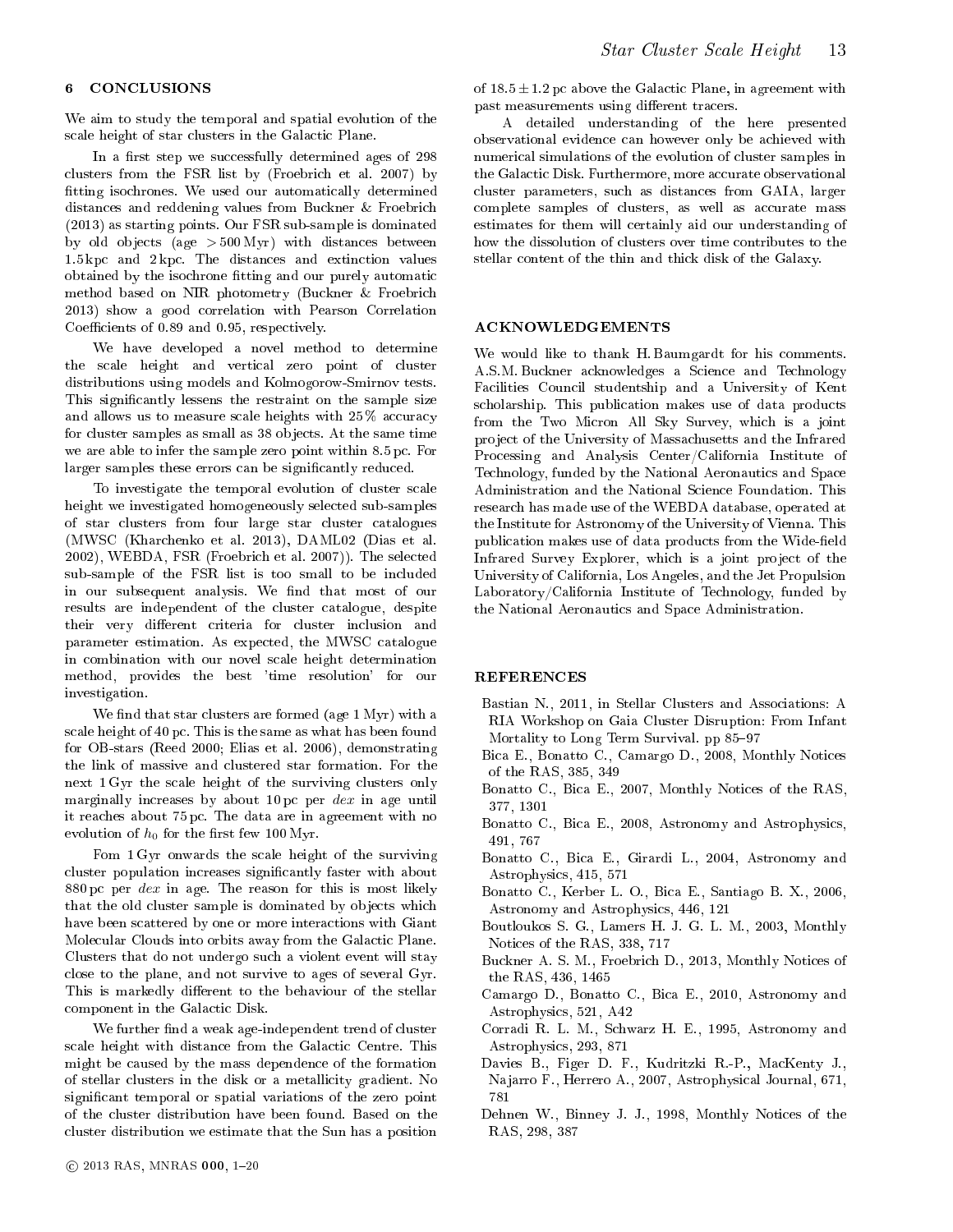## 6 CONCLUSIONS

We aim to study the temporal and spatial evolution of the scale height of star clusters in the Galactic Plane.

In a first step we successfully determined ages of 298 clusters from the FSR list by (Froebrich et al. 2007) by fitting isochrones. We used our automatically determined distances and reddening values from Buckner & Froebrich (2013) as starting points. Our FSR sub-sample is dominated by old objects (age > 500 Myr) with distances between 1.5 kpc and 2 kpc. The distances and extinction values obtained by the isochrone fitting and our purely automatic method based on NIR photometry (Buckner & Froebrich 2013) show a good correlation with Pearson Correlation Coefficients of 0.89 and 0.95, respectively.

We have developed a novel method to determine the scale height and vertical zero point of cluster distributions using models and Kolmogorow-Smirnov tests. This significantly lessens the restraint on the sample size and allows us to measure scale heights with 25 % accuracy for cluster samples as small as 38 objects. At the same time we are able to infer the sample zero point within 8.5 pc. For larger samples these errors can be significantly reduced.

To investigate the temporal evolution of cluster scale height we investigated homogeneously selected sub-samples of star clusters from four large star cluster catalogues (MWSC (Kharchenko et al. 2013), DAML02 (Dias et al. 2002), WEBDA, FSR (Froebrich et al. 2007)). The selected sub-sample of the FSR list is too small to be included in our subsequent analysis. We find that most of our results are independent of the cluster catalogue, despite their very different criteria for cluster inclusion and parameter estimation. As expected, the MWSC catalogue in combination with our novel scale height determination method, provides the best 'time resolution' for our investigation.

We find that star clusters are formed (age 1 Myr) with a scale height of 40 pc. This is the same as what has been found for OB-stars (Reed 2000; Elias et al. 2006), demonstrating the link of massive and clustered star formation. For the next 1 Gyr the scale height of the surviving clusters only marginally increases by about 10 pc per *dex* in age until it reaches about 75 pc. The data are in agreement with no evolution of $h_0$ for the first few 100 Myr.

Fom 1 Gyr onwards the scale height of the surviving cluster population increases significantly faster with about 880 pc per *dex* in age. The reason for this is most likely that the old cluster sample is dominated by objects which have been scattered by one or more interactions with Giant Molecular Clouds into orbits away from the Galactic Plane. Clusters that do not undergo such a violent event will stay close to the plane, and not survive to ages of several Gyr. This is markedly different to the behaviour of the stellar component in the Galactic Disk.

We further find a weak age-independent trend of cluster scale height with distance from the Galactic Centre. This might be caused by the mass dependence of the formation of stellar clusters in the disk or a metallicity gradient. No significant temporal or spatial variations of the zero point of the cluster distribution have been found. Based on the cluster distribution we estimate that the Sun has a position of $18.5 \pm 1.2$ pc above the Galactic Plane, in agreement with past measurements using different tracers.

A detailed understanding of the here presented observational evidence can however only be achieved with numerical simulations of the evolution of cluster samples in the Galactic Disk. Furthermore, more accurate observational cluster parameters, such as distances from GAIA, larger complete samples of clusters, as well as accurate mass estimates for them will certainly aid our understanding of how the dissolution of clusters over time contributes to the stellar content of the thin and thick disk of the Galaxy.

## ACKNOWLEDGEMENTS

We would like to thank H. Baumgardt for his comments. A.S.M. Buckner acknowledges a Science and Technology Facilities Council studentship and a University of Kent scholarship. This publication makes use of data products from the Two Micron All Sky Survey, which is a joint project of the University of Massachusetts and the Infrared Processing and Analysis Center/California Institute of Technology, funded by the National Aeronautics and Space Administration and the National Science Foundation. This research has made use of the WEBDA database, operated at the Institute for Astronomy of the University of Vienna. This publication makes use of data products from the Wide-field Infrared Survey Explorer, which is a joint project of the University of California, Los Angeles, and the Jet Propulsion Laboratory/California Institute of Technology, funded by the National Aeronautics and Space Administration.

## REFERENCES

Bastian N., 2011, in Stellar Clusters and Associations: A RIA Workshop on Gaia Cluster Disruption: From Infant Mortality to Long Term Survival. pp 85–97

Bica E., Bonatto C., Camargo D., 2008, Monthly Notices of the RAS, 385, 349

Bonatto C., Bica E., 2007, Monthly Notices of the RAS, 377, 1301

Bonatto C., Bica E., 2008, Astronomy and Astrophysics, 491, 767

Bonatto C., Bica E., Girardi L., 2004, Astronomy and Astrophysics, 415, 571

Bonatto C., Kerber L. O., Bica E., Santiago B. X., 2006, Astronomy and Astrophysics, 446, 121

Boutloukos S. G., Lamers H. J. G. L. M., 2003, Monthly Notices of the RAS, 338, 717

Buckner A. S. M., Froebrich D., 2013, Monthly Notices of the RAS, 436, 1465

Camargo D., Bonatto C., Bica E., 2010, Astronomy and Astrophysics, 521, A42

Corradi R. L. M., Schwarz H. E., 1995, Astronomy and Astrophysics, 293, 871

Davies B., Figer D. F., Kudritzki R.-P., MacKenty J., Najarro F., Herrero A., 2007, Astrophysical Journal, 671, 781

Dehnen W., Binney J. J., 1998, Monthly Notices of the RAS, 298, 387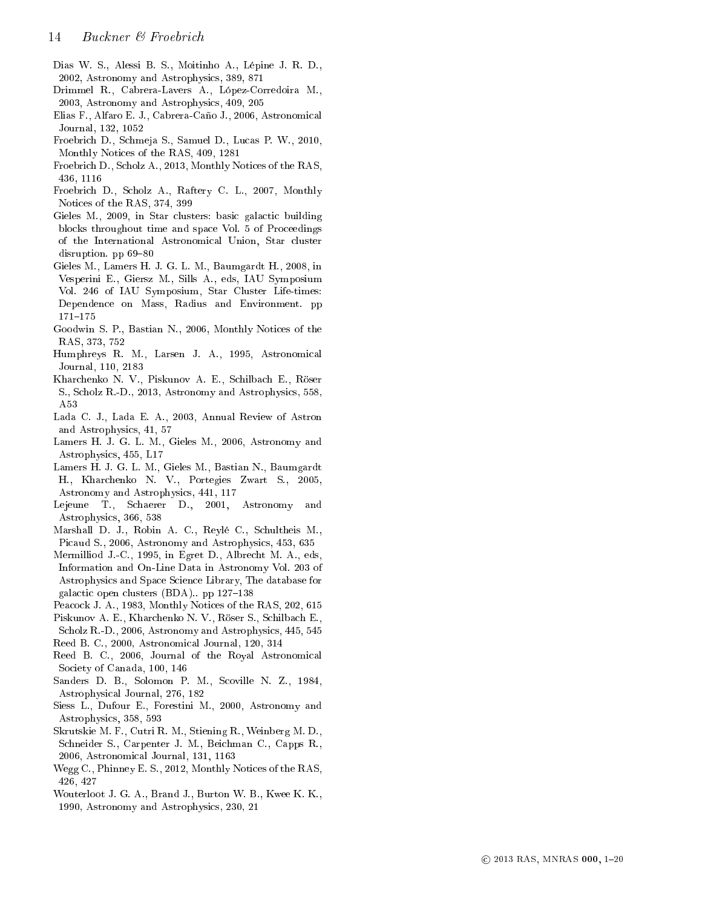Dias W. S., Alessi B. S., Moitinho A., Lépine J. R. D., 2002, Astronomy and Astrophysics, 389, 871

Drimmel R., Cabrera-Lavers A., López-Corredoira M., 2003, Astronomy and Astrophysics, 409, 205

Elias F., Alfaro E. J., Cabrera-Caño J., 2006, Astronomical Journal, 132, 1052

Froebrich D., Schmeja S., Samuel D., Lucas P. W., 2010, Monthly Notices of the RAS, 409, 1281

Froebrich D., Scholz A., 2013, Monthly Notices of the RAS, 436, 1116

Froebrich D., Scholz A., Raftery C. L., 2007, Monthly Notices of the RAS, 374, 399

Gieles M., 2009, in Star clusters: basic galactic building blocks throughout time and space Vol. 5 of Proceedings of the International Astronomical Union, Star cluster disruption. pp 69–80

Gieles M., Lamers H. J. G. L. M., Baumgardt H., 2008, in Vesperini E., Giersz M., Sills A., eds, IAU Symposium Vol. 246 of IAU Symposium, Star Cluster Life-times: Dependence on Mass, Radius and Environment. pp 171–175

Goodwin S. P., Bastian N., 2006, Monthly Notices of the RAS, 373, 752

Humphreys R. M., Larsen J. A., 1995, Astronomical Journal, 110, 2183

Kharchenko N. V., Piskunov A. E., Schilbach E., Röser S., Scholz R.-D., 2013, Astronomy and Astrophysics, 558, A53

Lada C. J., Lada E. A., 2003, Annual Review of Astron and Astrophysics, 41, 57

Lamers H. J. G. L. M., Gieles M., 2006, Astronomy and Astrophysics, 455, L17

Lamers H. J. G. L. M., Gieles M., Bastian N., Baumgardt H., Kharchenko N. V., Portegies Zwart S., 2005, Astronomy and Astrophysics, 441, 117

Lejeune T., Schaerer D., 2001, Astronomy and Astrophysics, 366, 538

Marshall D. J., Robin A. C., Reylé C., Schultheis M., Picaud S., 2006, Astronomy and Astrophysics, 453, 635

Mermilliod J.-C., 1995, in Egret D., Albrecht M. A., eds, Information and On-Line Data in Astronomy Vol. 203 of Astrophysics and Space Science Library, The database for galactic open clusters (BDA).. pp 127–138

Peacock J. A., 1983, Monthly Notices of the RAS, 202, 615

Piskunov A. E., Kharchenko N. V., Röser S., Schilbach E., Scholz R.-D., 2006, Astronomy and Astrophysics, 445, 545

Reed B. C., 2000, Astronomical Journal, 120, 314

Reed B. C., 2006, Journal of the Royal Astronomical Society of Canada, 100, 146

Sanders D. B., Solomon P. M., Scoville N. Z., 1984, Astrophysical Journal, 276, 182

Siess L., Dufour E., Forestini M., 2000, Astronomy and Astrophysics, 358, 593

Skrutskie M. F., Cutri R. M., Stiening R., Weinberg M. D., Schneider S., Carpenter J. M., Beichman C., Capps R., 2006, Astronomical Journal, 131, 1163

Wegg C., Phinney E. S., 2012, Monthly Notices of the RAS, 426, 427

Wouterloot J. G. A., Brand J., Burton W. B., Kwee K. K., 1990, Astronomy and Astrophysics, 230, 21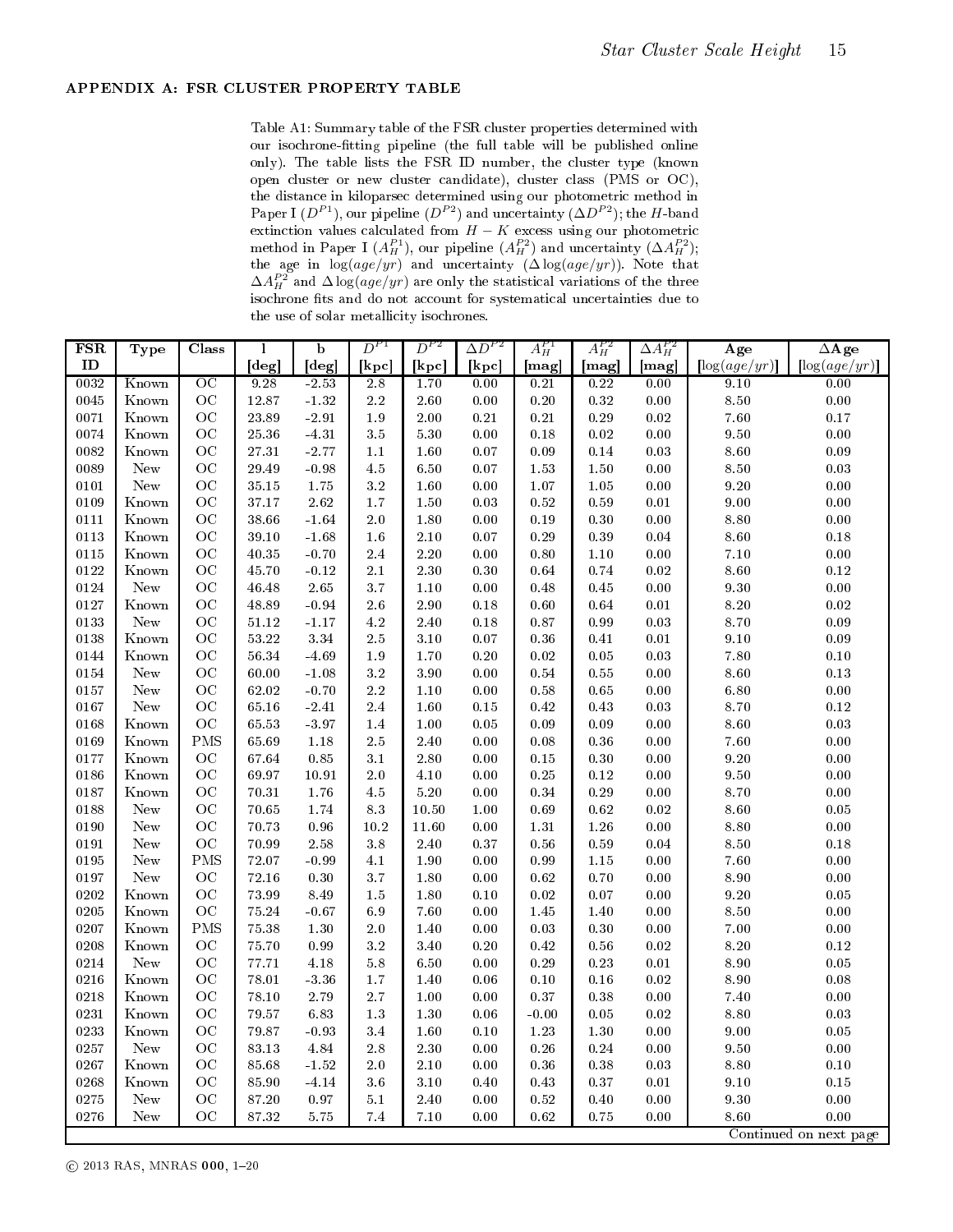## APPENDIX A: FSR CLUSTER PROPERTY TABLE

Table A1: Summary table of the FSR cluster properties determined with our isochrone-fitting pipeline (the full table will be published online only). The table lists the FSR ID number, the cluster type (known open cluster or new cluster candidate), cluster class (PMS or OC), the distance in kiloparsec determined using our photometric method in Paper I ($D^{P1}$), our pipeline ($D^{P2}$) and uncertainty ($\Delta D^{P2}$); the $H$-band extinction values calculated from $H-K$ excess using our photometric method in Paper I ($A_H^{P1}$), our pipeline ($A_H^{P2}$) and uncertainty ($\Delta A_H^{P2}$); the age in $\log(age/yr)$ and uncertainty ($\Delta \log(age/yr)$). Note that $\Delta A_H^{P2}$ and $\Delta \log(age/yr)$ are only the statistical variations of the three isochrone fits and do not account for systematical uncertainties due to the use of solar metallicity isochrones.

| FSR ID | Type | Class | l [deg] | b [deg] | $D^{P1}$ [kpc] | $D^{P2}$ [kpc] | $\Delta D^{P2}$ [kpc] | $A_H^{P1}$ [mag] | $A_H^{P2}$ [mag] | $\Delta A_H^{P2}$ [mag] | Age [$\log(age/yr)$] | $\Delta$Age [$\log(age/yr)$] |
|---|---|---|---|---|---|---|---|---|---|---|---|---|
| 0032 | Known | OC | 9.28 | -2.53 | 2.8 | 1.70 | 0.00 | 0.21 | 0.22 | 0.00 | 9.10 | 0.00 |
| 0045 | Known | OC | 12.87 | -1.32 | 2.2 | 2.60 | 0.00 | 0.20 | 0.32 | 0.00 | 8.50 | 0.00 |
| 0071 | Known | OC | 23.89 | -2.91 | 1.9 | 2.00 | 0.21 | 0.21 | 0.29 | 0.02 | 7.60 | 0.17 |
| 0074 | Known | OC | 25.36 | -4.31 | 3.5 | 5.30 | 0.00 | 0.18 | 0.02 | 0.00 | 9.50 | 0.00 |
| 0082 | Known | OC | 27.31 | -2.77 | 1.1 | 1.60 | 0.07 | 0.09 | 0.14 | 0.03 | 8.60 | 0.09 |
| 0089 | New | OC | 29.49 | -0.98 | 4.5 | 6.50 | 0.07 | 1.53 | 1.50 | 0.00 | 8.50 | 0.03 |
| 0101 | New | OC | 35.15 | 1.75 | 3.2 | 1.60 | 0.00 | 1.07 | 1.05 | 0.00 | 9.20 | 0.00 |
| 0109 | Known | OC | 37.17 | 2.62 | 1.7 | 1.50 | 0.03 | 0.52 | 0.59 | 0.01 | 9.00 | 0.00 |
| 0111 | Known | OC | 38.66 | -1.64 | 2.0 | 1.80 | 0.00 | 0.19 | 0.30 | 0.00 | 8.80 | 0.00 |
| 0113 | Known | OC | 39.10 | -1.68 | 1.6 | 2.10 | 0.07 | 0.29 | 0.39 | 0.04 | 8.60 | 0.18 |
| 0115 | Known | OC | 40.35 | -0.70 | 2.4 | 2.20 | 0.00 | 0.80 | 1.10 | 0.00 | 7.10 | 0.00 |
| 0122 | Known | OC | 45.70 | -0.12 | 2.1 | 2.30 | 0.30 | 0.64 | 0.74 | 0.02 | 8.60 | 0.12 |
| 0124 | New | OC | 46.48 | 2.65 | 3.7 | 1.10 | 0.00 | 0.48 | 0.45 | 0.00 | 9.30 | 0.00 |
| 0127 | Known | OC | 48.89 | -0.94 | 2.6 | 2.90 | 0.18 | 0.60 | 0.64 | 0.01 | 8.20 | 0.02 |
| 0133 | New | OC | 51.12 | -1.17 | 4.2 | 2.40 | 0.18 | 0.87 | 0.99 | 0.03 | 8.70 | 0.09 |
| 0138 | Known | OC | 53.22 | 3.34 | 2.5 | 3.10 | 0.07 | 0.36 | 0.41 | 0.01 | 9.10 | 0.09 |
| 0144 | Known | OC | 56.34 | -4.69 | 1.9 | 1.70 | 0.20 | 0.02 | 0.05 | 0.03 | 7.80 | 0.10 |
| 0154 | New | OC | 60.00 | -1.08 | 3.2 | 3.90 | 0.00 | 0.54 | 0.55 | 0.00 | 8.60 | 0.13 |
| 0157 | New | OC | 62.02 | -0.70 | 2.2 | 1.10 | 0.00 | 0.58 | 0.65 | 0.00 | 6.80 | 0.00 |
| 0167 | New | OC | 65.16 | -2.41 | 2.4 | 1.60 | 0.15 | 0.42 | 0.43 | 0.03 | 8.70 | 0.12 |
| 0168 | Known | OC | 65.53 | -3.97 | 1.4 | 1.00 | 0.05 | 0.09 | 0.09 | 0.00 | 8.60 | 0.03 |
| 0169 | Known | PMS | 65.69 | 1.18 | 2.5 | 2.40 | 0.00 | 0.08 | 0.36 | 0.00 | 7.60 | 0.00 |
| 0177 | Known | OC | 67.64 | 0.85 | 3.1 | 2.80 | 0.00 | 0.15 | 0.30 | 0.00 | 9.20 | 0.00 |
| 0186 | Known | OC | 69.97 | 10.91 | 2.0 | 4.10 | 0.00 | 0.25 | 0.12 | 0.00 | 9.50 | 0.00 |
| 0187 | Known | OC | 70.31 | 1.76 | 4.5 | 5.20 | 0.00 | 0.34 | 0.29 | 0.00 | 8.70 | 0.00 |
| 0188 | New | OC | 70.65 | 1.74 | 8.3 | 10.50 | 1.00 | 0.69 | 0.62 | 0.02 | 8.60 | 0.05 |
| 0190 | New | OC | 70.73 | 0.96 | 10.2 | 11.60 | 0.00 | 1.31 | 1.26 | 0.00 | 8.80 | 0.00 |
| 0191 | New | OC | 70.99 | 2.58 | 3.8 | 2.40 | 0.37 | 0.56 | 0.59 | 0.04 | 8.50 | 0.18 |
| 0195 | New | PMS | 72.07 | -0.99 | 4.1 | 1.90 | 0.00 | 0.99 | 1.15 | 0.00 | 7.60 | 0.00 |
| 0197 | New | OC | 72.16 | 0.30 | 3.7 | 1.80 | 0.00 | 0.62 | 0.70 | 0.00 | 8.90 | 0.00 |
| 0202 | Known | OC | 73.99 | 8.49 | 1.5 | 1.80 | 0.10 | 0.02 | 0.07 | 0.00 | 9.20 | 0.05 |
| 0205 | Known | OC | 75.24 | -0.67 | 6.9 | 7.60 | 0.00 | 1.45 | 1.40 | 0.00 | 8.50 | 0.00 |
| 0207 | Known | PMS | 75.38 | 1.30 | 2.0 | 1.40 | 0.00 | 0.03 | 0.30 | 0.00 | 7.00 | 0.00 |
| 0208 | Known | OC | 75.70 | 0.99 | 3.2 | 3.40 | 0.20 | 0.42 | 0.56 | 0.02 | 8.20 | 0.12 |
| 0214 | New | OC | 77.71 | 4.18 | 5.8 | 6.50 | 0.00 | 0.29 | 0.23 | 0.01 | 8.90 | 0.05 |
| 0216 | Known | OC | 78.01 | -3.36 | 1.7 | 1.40 | 0.06 | 0.10 | 0.16 | 0.02 | 8.90 | 0.08 |
| 0218 | Known | OC | 78.10 | 2.79 | 2.7 | 1.00 | 0.00 | 0.37 | 0.38 | 0.00 | 7.40 | 0.00 |
| 0231 | Known | OC | 79.57 | 6.83 | 1.3 | 1.30 | 0.06 | -0.00 | 0.05 | 0.02 | 8.80 | 0.03 |
| 0233 | Known | OC | 79.87 | -0.93 | 3.4 | 1.60 | 0.10 | 1.23 | 1.30 | 0.00 | 9.00 | 0.05 |
| 0257 | New | OC | 83.13 | 4.84 | 2.8 | 2.30 | 0.00 | 0.26 | 0.24 | 0.00 | 9.50 | 0.00 |
| 0267 | Known | OC | 85.68 | -1.52 | 2.0 | 2.10 | 0.00 | 0.36 | 0.38 | 0.03 | 8.80 | 0.10 |
| 0268 | Known | OC | 85.90 | -4.14 | 3.6 | 3.10 | 0.40 | 0.43 | 0.37 | 0.01 | 9.10 | 0.15 |
| 0275 | New | OC | 87.20 | 0.97 | 5.1 | 2.40 | 0.00 | 0.52 | 0.40 | 0.00 | 9.30 | 0.00 |
| 0276 | New | OC | 87.32 | 5.75 | 7.4 | 7.10 | 0.00 | 0.62 | 0.75 | 0.00 | 8.60 | 0.00 |

Continued on next page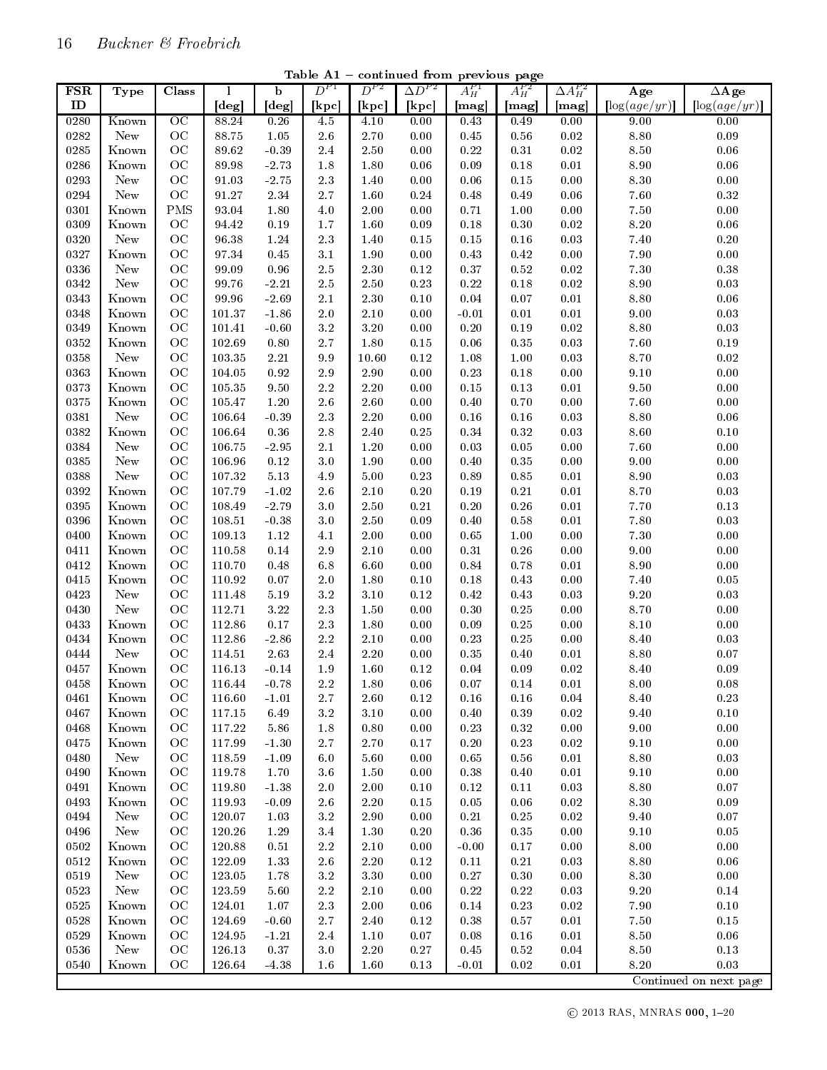Table A1 – continued from previous page

| FSR ID | Type | Class | l [deg] | b [deg] | $D^{P1}$ [kpc] | $D^{P2}$ [kpc] | $\Delta D^{P2}$ [kpc] | $A_H^{P1}$ [mag] | $A_H^{P2}$ [mag] | $\Delta A_H^{P2}$ [mag] | Age [$\log(age/yr)$] | $\Delta$Age [$\log(age/yr)$] |
|---|---|---|---|---|---|---|---|---|---|---|---|---|
| 0280 | Known | OC | 88.24 | 0.26 | 4.5 | 4.10 | 0.00 | 0.43 | 0.49 | 0.00 | 9.00 | 0.00 |
| 0282 | New | OC | 88.75 | 1.05 | 2.6 | 2.70 | 0.00 | 0.45 | 0.56 | 0.02 | 8.80 | 0.09 |
| 0285 | Known | OC | 89.62 | -0.39 | 2.4 | 2.50 | 0.00 | 0.22 | 0.31 | 0.02 | 8.50 | 0.06 |
| 0286 | Known | OC | 89.98 | -2.73 | 1.8 | 1.80 | 0.06 | 0.09 | 0.18 | 0.01 | 8.90 | 0.06 |
| 0293 | New | OC | 91.03 | -2.75 | 2.3 | 1.40 | 0.00 | 0.06 | 0.15 | 0.00 | 8.30 | 0.00 |
| 0294 | New | OC | 91.27 | 2.34 | 2.7 | 1.60 | 0.24 | 0.48 | 0.49 | 0.06 | 7.60 | 0.32 |
| 0301 | Known | PMS | 93.04 | 1.80 | 4.0 | 2.00 | 0.00 | 0.71 | 1.00 | 0.00 | 7.50 | 0.00 |
| 0309 | Known | OC | 94.42 | 0.19 | 1.7 | 1.60 | 0.09 | 0.18 | 0.30 | 0.02 | 8.20 | 0.06 |
| 0320 | New | OC | 96.38 | 1.24 | 2.3 | 1.40 | 0.15 | 0.15 | 0.16 | 0.03 | 7.40 | 0.20 |
| 0327 | Known | OC | 97.34 | 0.45 | 3.1 | 1.90 | 0.00 | 0.43 | 0.42 | 0.00 | 7.90 | 0.00 |
| 0336 | New | OC | 99.09 | 0.96 | 2.5 | 2.30 | 0.12 | 0.37 | 0.52 | 0.02 | 7.30 | 0.38 |
| 0342 | New | OC | 99.76 | -2.21 | 2.5 | 2.50 | 0.23 | 0.22 | 0.18 | 0.02 | 8.90 | 0.03 |
| 0343 | Known | OC | 99.96 | -2.69 | 2.1 | 2.30 | 0.10 | 0.04 | 0.07 | 0.01 | 8.80 | 0.06 |
| 0348 | Known | OC | 101.37 | -1.86 | 2.0 | 2.10 | 0.00 | -0.01 | 0.01 | 0.01 | 9.00 | 0.03 |
| 0349 | Known | OC | 101.41 | -0.60 | 3.2 | 3.20 | 0.00 | 0.20 | 0.19 | 0.02 | 8.80 | 0.03 |
| 0352 | Known | OC | 102.69 | 0.80 | 2.7 | 1.80 | 0.15 | 0.06 | 0.35 | 0.03 | 7.60 | 0.19 |
| 0358 | New | OC | 103.35 | 2.21 | 9.9 | 10.60 | 0.12 | 1.08 | 1.00 | 0.03 | 8.70 | 0.02 |
| 0363 | Known | OC | 104.05 | 0.92 | 2.9 | 2.90 | 0.00 | 0.23 | 0.18 | 0.00 | 9.10 | 0.00 |
| 0373 | Known | OC | 105.35 | 9.50 | 2.2 | 2.20 | 0.00 | 0.15 | 0.13 | 0.01 | 9.50 | 0.00 |
| 0375 | Known | OC | 105.47 | 1.20 | 2.6 | 2.60 | 0.00 | 0.40 | 0.70 | 0.00 | 7.60 | 0.00 |
| 0381 | New | OC | 106.64 | -0.39 | 2.3 | 2.20 | 0.00 | 0.16 | 0.16 | 0.03 | 8.80 | 0.06 |
| 0382 | Known | OC | 106.64 | 0.36 | 2.8 | 2.40 | 0.25 | 0.34 | 0.32 | 0.03 | 8.60 | 0.10 |
| 0384 | New | OC | 106.75 | -2.95 | 2.1 | 1.20 | 0.00 | 0.03 | 0.05 | 0.00 | 7.60 | 0.00 |
| 0385 | New | OC | 106.96 | 0.12 | 3.0 | 1.90 | 0.00 | 0.40 | 0.35 | 0.00 | 9.00 | 0.00 |
| 0388 | New | OC | 107.32 | 5.13 | 4.9 | 5.00 | 0.23 | 0.89 | 0.85 | 0.01 | 8.90 | 0.03 |
| 0392 | Known | OC | 107.79 | -1.02 | 2.6 | 2.10 | 0.20 | 0.19 | 0.21 | 0.01 | 8.70 | 0.03 |
| 0395 | Known | OC | 108.49 | -2.79 | 3.0 | 2.50 | 0.21 | 0.20 | 0.26 | 0.01 | 7.70 | 0.13 |
| 0396 | Known | OC | 108.51 | -0.38 | 3.0 | 2.50 | 0.09 | 0.40 | 0.58 | 0.01 | 7.80 | 0.03 |
| 0400 | Known | OC | 109.13 | 1.12 | 4.1 | 2.00 | 0.00 | 0.65 | 1.00 | 0.00 | 7.30 | 0.00 |
| 0411 | Known | OC | 110.58 | 0.14 | 2.9 | 2.10 | 0.00 | 0.31 | 0.26 | 0.00 | 9.00 | 0.00 |
| 0412 | Known | OC | 110.70 | 0.48 | 6.8 | 6.60 | 0.00 | 0.84 | 0.78 | 0.01 | 8.90 | 0.00 |
| 0415 | Known | OC | 110.92 | 0.07 | 2.0 | 1.80 | 0.10 | 0.18 | 0.43 | 0.00 | 7.40 | 0.05 |
| 0423 | New | OC | 111.48 | 5.19 | 3.2 | 3.10 | 0.12 | 0.42 | 0.43 | 0.03 | 9.20 | 0.03 |
| 0430 | New | OC | 112.71 | 3.22 | 2.3 | 1.50 | 0.00 | 0.30 | 0.25 | 0.00 | 8.70 | 0.00 |
| 0433 | Known | OC | 112.86 | 0.17 | 2.3 | 1.80 | 0.00 | 0.09 | 0.25 | 0.00 | 8.10 | 0.00 |
| 0434 | Known | OC | 112.86 | -2.86 | 2.2 | 2.10 | 0.00 | 0.23 | 0.25 | 0.00 | 8.40 | 0.03 |
| 0444 | New | OC | 114.51 | 2.63 | 2.4 | 2.20 | 0.00 | 0.35 | 0.40 | 0.01 | 8.80 | 0.07 |
| 0457 | Known | OC | 116.13 | -0.14 | 1.9 | 1.60 | 0.12 | 0.04 | 0.09 | 0.02 | 8.40 | 0.09 |
| 0458 | Known | OC | 116.44 | -0.78 | 2.2 | 1.80 | 0.06 | 0.07 | 0.14 | 0.01 | 8.00 | 0.08 |
| 0461 | Known | OC | 116.60 | -1.01 | 2.7 | 2.60 | 0.12 | 0.16 | 0.16 | 0.04 | 8.40 | 0.23 |
| 0467 | Known | OC | 117.15 | 6.49 | 3.2 | 3.10 | 0.00 | 0.40 | 0.39 | 0.02 | 9.40 | 0.10 |
| 0468 | Known | OC | 117.22 | 5.86 | 1.8 | 0.80 | 0.00 | 0.23 | 0.32 | 0.00 | 9.00 | 0.00 |
| 0475 | Known | OC | 117.99 | -1.30 | 2.7 | 2.70 | 0.17 | 0.20 | 0.23 | 0.02 | 9.10 | 0.00 |
| 0480 | New | OC | 118.59 | -1.09 | 6.0 | 5.60 | 0.00 | 0.65 | 0.56 | 0.01 | 8.80 | 0.03 |
| 0490 | Known | OC | 119.78 | 1.70 | 3.6 | 1.50 | 0.00 | 0.38 | 0.40 | 0.01 | 9.10 | 0.00 |
| 0491 | Known | OC | 119.80 | -1.38 | 2.0 | 2.00 | 0.10 | 0.12 | 0.11 | 0.03 | 8.80 | 0.07 |
| 0493 | Known | OC | 119.93 | -0.09 | 2.6 | 2.20 | 0.15 | 0.05 | 0.06 | 0.02 | 8.30 | 0.09 |
| 0494 | New | OC | 120.07 | 1.03 | 3.2 | 2.90 | 0.00 | 0.21 | 0.25 | 0.02 | 9.40 | 0.07 |
| 0496 | New | OC | 120.26 | 1.29 | 3.4 | 1.30 | 0.20 | 0.36 | 0.35 | 0.00 | 9.10 | 0.05 |
| 0502 | Known | OC | 120.88 | 0.51 | 2.2 | 2.10 | 0.00 | -0.00 | 0.17 | 0.00 | 8.00 | 0.00 |
| 0512 | Known | OC | 122.09 | 1.33 | 2.6 | 2.20 | 0.12 | 0.11 | 0.21 | 0.03 | 8.80 | 0.06 |
| 0519 | New | OC | 123.05 | 1.78 | 3.2 | 3.30 | 0.00 | 0.27 | 0.30 | 0.00 | 8.30 | 0.00 |
| 0523 | New | OC | 123.59 | 5.60 | 2.2 | 2.10 | 0.00 | 0.22 | 0.22 | 0.03 | 9.20 | 0.14 |
| 0525 | Known | OC | 124.01 | 1.07 | 2.3 | 2.00 | 0.06 | 0.14 | 0.23 | 0.02 | 7.90 | 0.10 |
| 0528 | Known | OC | 124.69 | -0.60 | 2.7 | 2.40 | 0.12 | 0.38 | 0.57 | 0.01 | 7.50 | 0.15 |
| 0529 | Known | OC | 124.95 | -1.21 | 2.4 | 1.10 | 0.07 | 0.08 | 0.16 | 0.01 | 8.50 | 0.06 |
| 0536 | New | OC | 126.13 | 0.37 | 3.0 | 2.20 | 0.27 | 0.45 | 0.52 | 0.04 | 8.50 | 0.13 |
| 0540 | Known | OC | 126.64 | -4.38 | 1.6 | 1.60 | 0.13 | -0.01 | 0.02 | 0.01 | 8.20 | 0.03 |

Continued on next page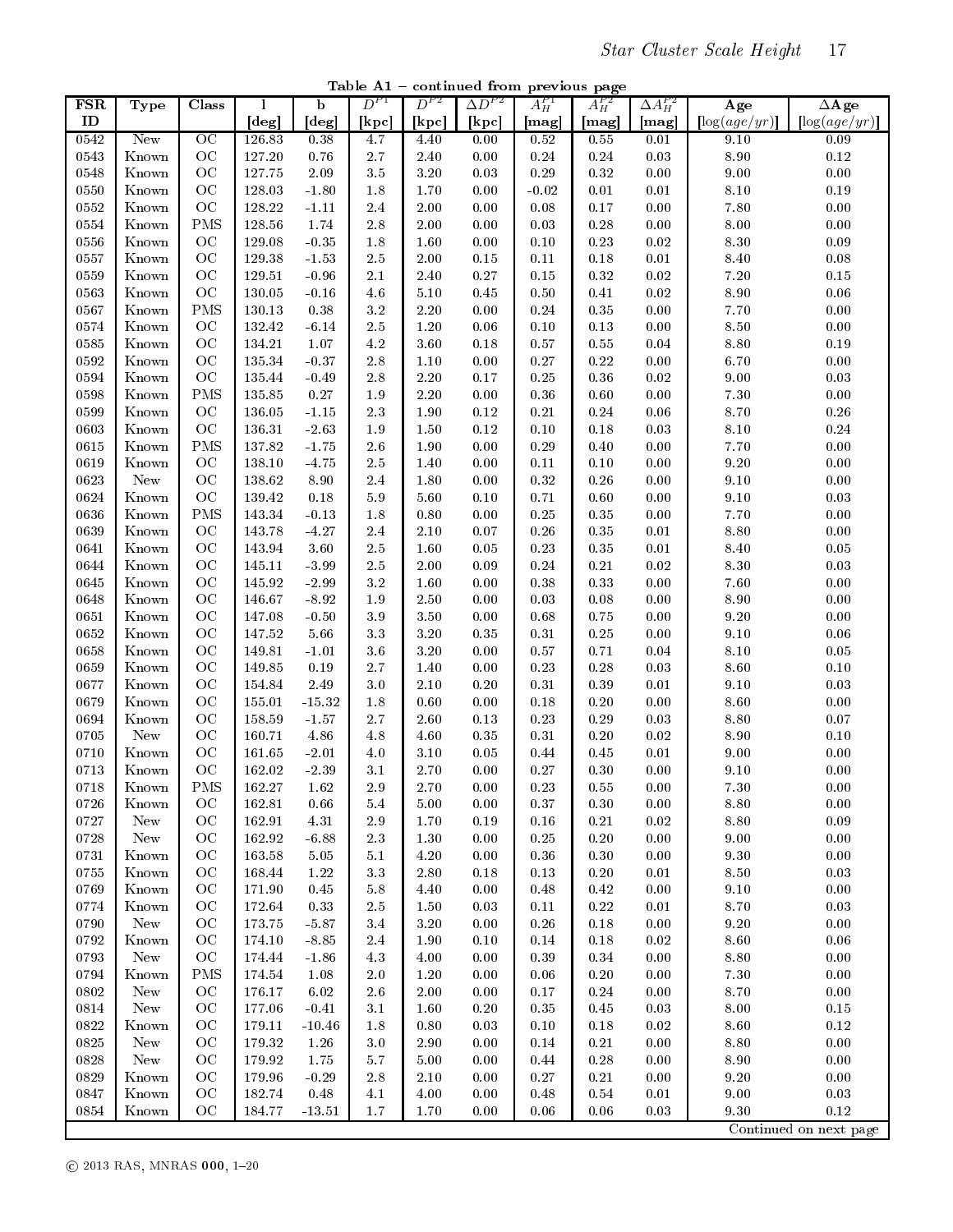Table A1 – continued from previous page

| FSR ID | Type | Class | l [deg] | b [deg] | $D^{P1}$ [kpc] | $D^{P2}$ [kpc] | $\Delta D^{P2}$ [kpc] | $A_H^{P1}$ [mag] | $A_H^{P2}$ [mag] | $\Delta A_H^{P2}$ [mag] | Age [$\log(age/yr)$] | $\Delta$Age [$\log(age/yr)$] |
|---|---|---|---|---|---|---|---|---|---|---|---|---|
| 0542 | New | OC | 126.83 | 0.38 | 4.7 | 4.40 | 0.00 | 0.52 | 0.55 | 0.01 | 9.10 | 0.09 |
| 0543 | Known | OC | 127.20 | 0.76 | 2.7 | 2.40 | 0.00 | 0.24 | 0.24 | 0.03 | 8.90 | 0.12 |
| 0548 | Known | OC | 127.75 | 2.09 | 3.5 | 3.20 | 0.03 | 0.29 | 0.32 | 0.00 | 9.00 | 0.00 |
| 0550 | Known | OC | 128.03 | -1.80 | 1.8 | 1.70 | 0.00 | -0.02 | 0.01 | 0.01 | 8.10 | 0.19 |
| 0552 | Known | OC | 128.22 | -1.11 | 2.4 | 2.00 | 0.00 | 0.08 | 0.17 | 0.00 | 7.80 | 0.00 |
| 0554 | Known | PMS | 128.56 | 1.74 | 2.8 | 2.00 | 0.00 | 0.03 | 0.28 | 0.00 | 8.00 | 0.00 |
| 0556 | Known | OC | 129.08 | -0.35 | 1.8 | 1.60 | 0.00 | 0.10 | 0.23 | 0.02 | 8.30 | 0.09 |
| 0557 | Known | OC | 129.38 | -1.53 | 2.5 | 2.00 | 0.15 | 0.11 | 0.18 | 0.01 | 8.40 | 0.08 |
| 0559 | Known | OC | 129.51 | -0.96 | 2.1 | 2.40 | 0.27 | 0.15 | 0.32 | 0.02 | 7.20 | 0.15 |
| 0563 | Known | OC | 130.05 | -0.16 | 4.6 | 5.10 | 0.45 | 0.50 | 0.41 | 0.02 | 8.90 | 0.06 |
| 0567 | Known | PMS | 130.13 | 0.38 | 3.2 | 2.20 | 0.00 | 0.24 | 0.35 | 0.00 | 7.70 | 0.00 |
| 0574 | Known | OC | 132.42 | -6.14 | 2.5 | 1.20 | 0.06 | 0.10 | 0.13 | 0.00 | 8.50 | 0.00 |
| 0585 | Known | OC | 134.21 | 1.07 | 4.2 | 3.60 | 0.18 | 0.57 | 0.55 | 0.04 | 8.80 | 0.19 |
| 0592 | Known | OC | 135.34 | -0.37 | 2.8 | 1.10 | 0.00 | 0.27 | 0.22 | 0.00 | 6.70 | 0.00 |
| 0594 | Known | OC | 135.44 | -0.49 | 2.8 | 2.20 | 0.17 | 0.25 | 0.36 | 0.02 | 9.00 | 0.03 |
| 0598 | Known | PMS | 135.85 | 0.27 | 1.9 | 2.20 | 0.00 | 0.36 | 0.60 | 0.00 | 7.30 | 0.00 |
| 0599 | Known | OC | 136.05 | -1.15 | 2.3 | 1.90 | 0.12 | 0.21 | 0.24 | 0.06 | 8.70 | 0.26 |
| 0603 | Known | OC | 136.31 | -2.63 | 1.9 | 1.50 | 0.12 | 0.10 | 0.18 | 0.03 | 8.10 | 0.24 |
| 0615 | Known | PMS | 137.82 | -1.75 | 2.6 | 1.90 | 0.00 | 0.29 | 0.40 | 0.00 | 7.70 | 0.00 |
| 0619 | Known | OC | 138.10 | -4.75 | 2.5 | 1.40 | 0.00 | 0.11 | 0.10 | 0.00 | 9.20 | 0.00 |
| 0623 | New | OC | 138.62 | 8.90 | 2.4 | 1.80 | 0.00 | 0.32 | 0.26 | 0.00 | 9.10 | 0.00 |
| 0624 | Known | OC | 139.42 | 0.18 | 5.9 | 5.60 | 0.10 | 0.71 | 0.60 | 0.00 | 9.10 | 0.03 |
| 0636 | Known | PMS | 143.34 | -0.13 | 1.8 | 0.80 | 0.00 | 0.25 | 0.35 | 0.00 | 7.70 | 0.00 |
| 0639 | Known | OC | 143.78 | -4.27 | 2.4 | 2.10 | 0.07 | 0.26 | 0.35 | 0.01 | 8.80 | 0.00 |
| 0641 | Known | OC | 143.94 | 3.60 | 2.5 | 1.60 | 0.05 | 0.23 | 0.35 | 0.01 | 8.40 | 0.05 |
| 0644 | Known | OC | 145.11 | -3.99 | 2.5 | 2.00 | 0.09 | 0.24 | 0.21 | 0.02 | 8.30 | 0.03 |
| 0645 | Known | OC | 145.92 | -2.99 | 3.2 | 1.60 | 0.00 | 0.38 | 0.33 | 0.00 | 7.60 | 0.00 |
| 0648 | Known | OC | 146.67 | -8.92 | 1.9 | 2.50 | 0.00 | 0.03 | 0.08 | 0.00 | 8.90 | 0.00 |
| 0651 | Known | OC | 147.08 | -0.50 | 3.9 | 3.50 | 0.00 | 0.68 | 0.75 | 0.00 | 9.20 | 0.00 |
| 0652 | Known | OC | 147.52 | 5.66 | 3.3 | 3.20 | 0.35 | 0.31 | 0.25 | 0.00 | 9.10 | 0.06 |
| 0658 | Known | OC | 149.81 | -1.01 | 3.6 | 3.20 | 0.00 | 0.57 | 0.71 | 0.04 | 8.10 | 0.05 |
| 0659 | Known | OC | 149.85 | 0.19 | 2.7 | 1.40 | 0.00 | 0.23 | 0.28 | 0.03 | 8.60 | 0.10 |
| 0677 | Known | OC | 154.84 | 2.49 | 3.0 | 2.10 | 0.20 | 0.31 | 0.39 | 0.01 | 9.10 | 0.03 |
| 0679 | Known | OC | 155.01 | -15.32 | 1.8 | 0.60 | 0.00 | 0.18 | 0.20 | 0.00 | 8.60 | 0.00 |
| 0694 | Known | OC | 158.59 | -1.57 | 2.7 | 2.60 | 0.13 | 0.23 | 0.29 | 0.03 | 8.80 | 0.07 |
| 0705 | New | OC | 160.71 | 4.86 | 4.8 | 4.60 | 0.35 | 0.31 | 0.20 | 0.02 | 8.90 | 0.10 |
| 0710 | Known | OC | 161.65 | -2.01 | 4.0 | 3.10 | 0.05 | 0.44 | 0.45 | 0.01 | 9.00 | 0.00 |
| 0713 | Known | OC | 162.02 | -2.39 | 3.1 | 2.70 | 0.00 | 0.27 | 0.30 | 0.00 | 9.10 | 0.00 |
| 0718 | Known | PMS | 162.27 | 1.62 | 2.9 | 2.70 | 0.00 | 0.23 | 0.55 | 0.00 | 7.30 | 0.00 |
| 0726 | Known | OC | 162.81 | 0.66 | 5.4 | 5.00 | 0.00 | 0.37 | 0.30 | 0.00 | 8.80 | 0.00 |
| 0727 | New | OC | 162.91 | 4.31 | 2.9 | 1.70 | 0.19 | 0.16 | 0.21 | 0.02 | 8.80 | 0.09 |
| 0728 | New | OC | 162.92 | -6.88 | 2.3 | 1.30 | 0.00 | 0.25 | 0.20 | 0.00 | 9.00 | 0.00 |
| 0731 | Known | OC | 163.58 | 5.05 | 5.1 | 4.20 | 0.00 | 0.36 | 0.30 | 0.00 | 9.30 | 0.00 |
| 0755 | Known | OC | 168.44 | 1.22 | 3.3 | 2.80 | 0.18 | 0.13 | 0.20 | 0.01 | 8.50 | 0.03 |
| 0769 | Known | OC | 171.90 | 0.45 | 5.8 | 4.40 | 0.00 | 0.48 | 0.42 | 0.00 | 9.10 | 0.00 |
| 0774 | Known | OC | 172.64 | 0.33 | 2.5 | 1.50 | 0.03 | 0.11 | 0.22 | 0.01 | 8.70 | 0.03 |
| 0790 | New | OC | 173.75 | -5.87 | 3.4 | 3.20 | 0.00 | 0.26 | 0.18 | 0.00 | 9.20 | 0.00 |
| 0792 | Known | OC | 174.10 | -8.85 | 2.4 | 1.90 | 0.10 | 0.14 | 0.18 | 0.02 | 8.60 | 0.06 |
| 0793 | New | OC | 174.44 | -1.86 | 4.3 | 4.00 | 0.00 | 0.39 | 0.34 | 0.00 | 8.80 | 0.00 |
| 0794 | Known | PMS | 174.54 | 1.08 | 2.0 | 1.20 | 0.00 | 0.06 | 0.20 | 0.00 | 7.30 | 0.00 |
| 0802 | New | OC | 176.17 | 6.02 | 2.6 | 2.00 | 0.00 | 0.17 | 0.24 | 0.00 | 8.70 | 0.00 |
| 0814 | New | OC | 177.06 | -0.41 | 3.1 | 1.60 | 0.20 | 0.35 | 0.45 | 0.03 | 8.00 | 0.15 |
| 0822 | Known | OC | 179.11 | -10.46 | 1.8 | 0.80 | 0.03 | 0.10 | 0.18 | 0.02 | 8.60 | 0.12 |
| 0825 | New | OC | 179.32 | 1.26 | 3.0 | 2.90 | 0.00 | 0.14 | 0.21 | 0.00 | 8.80 | 0.00 |
| 0828 | New | OC | 179.92 | 1.75 | 5.7 | 5.00 | 0.00 | 0.44 | 0.28 | 0.00 | 8.90 | 0.00 |
| 0829 | Known | OC | 179.96 | -0.29 | 2.8 | 2.10 | 0.00 | 0.27 | 0.21 | 0.00 | 9.20 | 0.00 |
| 0847 | Known | OC | 182.74 | 0.48 | 4.1 | 4.00 | 0.00 | 0.48 | 0.54 | 0.01 | 9.00 | 0.03 |
| 0854 | Known | OC | 184.77 | -13.51 | 1.7 | 1.70 | 0.00 | 0.06 | 0.06 | 0.03 | 9.30 | 0.12 |

Continued on next page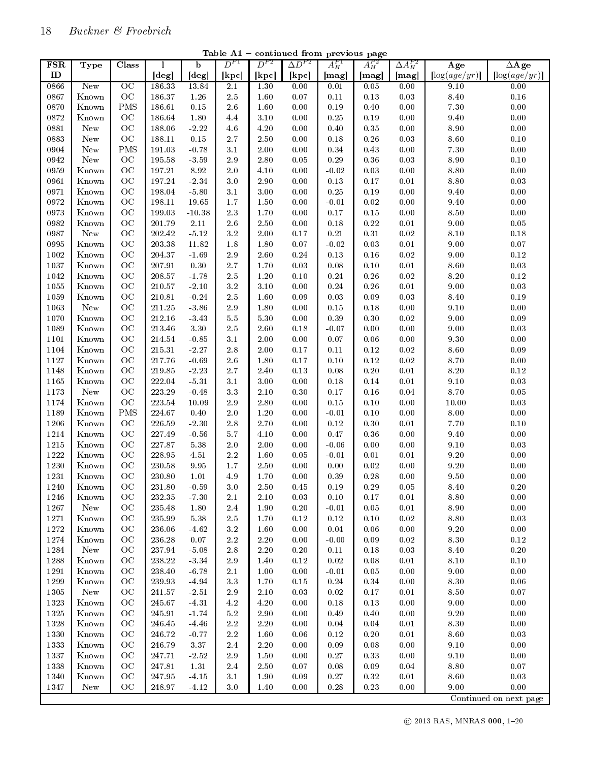Table A1 – continued from previous page

| FSR ID | Type | Class | l [deg] | b [deg] | $D^{P1}$ [kpc] | $D^{P2}$ [kpc] | $\Delta D^{P2}$ [kpc] | $A_H^{P1}$ [mag] | $A_H^{P2}$ [mag] | $\Delta A_H^{P2}$ [mag] | Age [$\log(age/yr)$] | $\Delta$Age [$\log(age/yr)$] |
|---|---|---|---|---|---|---|---|---|---|---|---|---|
| 0866 | New | OC | 186.33 | 13.84 | 2.1 | 1.30 | 0.00 | 0.01 | 0.05 | 0.00 | 9.10 | 0.00 |
| 0867 | Known | OC | 186.37 | 1.26 | 2.5 | 1.60 | 0.07 | 0.11 | 0.13 | 0.03 | 8.40 | 0.16 |
| 0870 | Known | PMS | 186.61 | 0.15 | 2.6 | 1.60 | 0.00 | 0.19 | 0.40 | 0.00 | 7.30 | 0.00 |
| 0872 | Known | OC | 186.64 | 1.80 | 4.4 | 3.10 | 0.00 | 0.25 | 0.19 | 0.00 | 9.40 | 0.00 |
| 0881 | New | OC | 188.06 | -2.22 | 4.6 | 4.20 | 0.00 | 0.40 | 0.35 | 0.00 | 8.90 | 0.00 |
| 0883 | New | OC | 188.11 | 0.15 | 2.7 | 2.50 | 0.00 | 0.18 | 0.26 | 0.03 | 8.60 | 0.10 |
| 0904 | New | PMS | 191.03 | -0.78 | 3.1 | 2.00 | 0.00 | 0.34 | 0.43 | 0.00 | 7.30 | 0.00 |
| 0942 | New | OC | 195.58 | -3.59 | 2.9 | 2.80 | 0.05 | 0.29 | 0.36 | 0.03 | 8.90 | 0.10 |
| 0959 | Known | OC | 197.21 | 8.92 | 2.0 | 4.10 | 0.00 | -0.02 | 0.03 | 0.00 | 8.80 | 0.00 |
| 0961 | Known | OC | 197.24 | -2.34 | 3.0 | 2.90 | 0.00 | 0.13 | 0.17 | 0.01 | 8.80 | 0.03 |
| 0971 | Known | OC | 198.04 | -5.80 | 3.1 | 3.00 | 0.00 | 0.25 | 0.19 | 0.00 | 9.40 | 0.00 |
| 0972 | Known | OC | 198.11 | 19.65 | 1.7 | 1.50 | 0.00 | -0.01 | 0.02 | 0.00 | 9.40 | 0.00 |
| 0973 | Known | OC | 199.03 | -10.38 | 2.3 | 1.70 | 0.00 | 0.17 | 0.15 | 0.00 | 8.50 | 0.00 |
| 0982 | Known | OC | 201.79 | 2.11 | 2.6 | 2.50 | 0.00 | 0.18 | 0.22 | 0.01 | 9.00 | 0.05 |
| 0987 | New | OC | 202.42 | -5.12 | 3.2 | 2.00 | 0.17 | 0.21 | 0.31 | 0.02 | 8.10 | 0.18 |
| 0995 | Known | OC | 203.38 | 11.82 | 1.8 | 1.80 | 0.07 | -0.02 | 0.03 | 0.01 | 9.00 | 0.07 |
| 1002 | Known | OC | 204.37 | -1.69 | 2.9 | 2.60 | 0.24 | 0.13 | 0.16 | 0.02 | 9.00 | 0.12 |
| 1037 | Known | OC | 207.91 | 0.30 | 2.7 | 1.70 | 0.03 | 0.08 | 0.10 | 0.01 | 8.60 | 0.03 |
| 1042 | Known | OC | 208.57 | -1.78 | 2.5 | 1.20 | 0.10 | 0.24 | 0.26 | 0.02 | 8.20 | 0.12 |
| 1055 | Known | OC | 210.57 | -2.10 | 3.2 | 3.10 | 0.00 | 0.24 | 0.26 | 0.01 | 9.00 | 0.03 |
| 1059 | Known | OC | 210.81 | -0.24 | 2.5 | 1.60 | 0.09 | 0.03 | 0.09 | 0.03 | 8.40 | 0.19 |
| 1063 | New | OC | 211.25 | -3.86 | 2.9 | 1.80 | 0.00 | 0.15 | 0.18 | 0.00 | 9.10 | 0.00 |
| 1070 | Known | OC | 212.16 | -3.43 | 5.5 | 5.30 | 0.00 | 0.39 | 0.30 | 0.02 | 9.00 | 0.09 |
| 1089 | Known | OC | 213.46 | 3.30 | 2.5 | 2.60 | 0.18 | -0.07 | 0.00 | 0.00 | 9.00 | 0.03 |
| 1101 | Known | OC | 214.54 | -0.85 | 3.1 | 2.00 | 0.00 | 0.07 | 0.06 | 0.00 | 9.30 | 0.00 |
| 1104 | Known | OC | 215.31 | -2.27 | 2.8 | 2.00 | 0.17 | 0.11 | 0.12 | 0.02 | 8.60 | 0.09 |
| 1127 | Known | OC | 217.76 | -0.69 | 2.6 | 1.80 | 0.17 | 0.10 | 0.12 | 0.02 | 8.70 | 0.00 |
| 1148 | Known | OC | 219.85 | -2.23 | 2.7 | 2.40 | 0.13 | 0.08 | 0.20 | 0.01 | 8.20 | 0.12 |
| 1165 | Known | OC | 222.04 | -5.31 | 3.1 | 3.00 | 0.00 | 0.18 | 0.14 | 0.01 | 9.10 | 0.03 |
| 1173 | New | OC | 223.29 | -0.48 | 3.3 | 2.10 | 0.30 | 0.17 | 0.16 | 0.04 | 8.70 | 0.05 |
| 1174 | Known | OC | 223.54 | 10.09 | 2.9 | 2.80 | 0.00 | 0.15 | 0.10 | 0.00 | 10.00 | 0.03 |
| 1189 | Known | PMS | 224.67 | 0.40 | 2.0 | 1.20 | 0.00 | -0.01 | 0.10 | 0.00 | 8.00 | 0.00 |
| 1206 | Known | OC | 226.59 | -2.30 | 2.8 | 2.70 | 0.00 | 0.12 | 0.30 | 0.01 | 7.70 | 0.10 |
| 1214 | Known | OC | 227.49 | -0.56 | 5.7 | 4.10 | 0.00 | 0.47 | 0.36 | 0.00 | 9.40 | 0.00 |
| 1215 | Known | OC | 227.87 | 5.38 | 2.0 | 2.00 | 0.00 | -0.06 | 0.00 | 0.00 | 9.10 | 0.03 |
| 1222 | Known | OC | 228.95 | 4.51 | 2.2 | 1.60 | 0.05 | -0.01 | 0.01 | 0.01 | 9.20 | 0.00 |
| 1230 | Known | OC | 230.58 | 9.95 | 1.7 | 2.50 | 0.00 | 0.00 | 0.02 | 0.00 | 9.20 | 0.00 |
| 1231 | Known | OC | 230.80 | 1.01 | 4.9 | 1.70 | 0.00 | 0.39 | 0.28 | 0.00 | 9.50 | 0.00 |
| 1240 | Known | OC | 231.80 | -0.59 | 3.0 | 2.50 | 0.45 | 0.19 | 0.29 | 0.05 | 8.40 | 0.20 |
| 1246 | Known | OC | 232.35 | -7.30 | 2.1 | 2.10 | 0.03 | 0.10 | 0.17 | 0.01 | 8.80 | 0.00 |
| 1267 | New | OC | 235.48 | 1.80 | 2.4 | 1.90 | 0.20 | -0.01 | 0.05 | 0.01 | 8.90 | 0.00 |
| 1271 | Known | OC | 235.99 | 5.38 | 2.5 | 1.70 | 0.12 | 0.12 | 0.10 | 0.02 | 8.80 | 0.03 |
| 1272 | Known | OC | 236.06 | -4.62 | 3.2 | 1.60 | 0.00 | 0.04 | 0.06 | 0.00 | 9.20 | 0.00 |
| 1274 | Known | OC | 236.28 | 0.07 | 2.2 | 2.20 | 0.00 | -0.00 | 0.09 | 0.02 | 8.30 | 0.12 |
| 1284 | New | OC | 237.94 | -5.08 | 2.8 | 2.20 | 0.20 | 0.11 | 0.18 | 0.03 | 8.40 | 0.20 |
| 1288 | Known | OC | 238.22 | -3.34 | 2.9 | 1.40 | 0.12 | 0.02 | 0.08 | 0.01 | 8.10 | 0.10 |
| 1291 | Known | OC | 238.40 | -6.78 | 2.1 | 1.00 | 0.00 | -0.01 | 0.05 | 0.00 | 9.00 | 0.00 |
| 1299 | Known | OC | 239.93 | -4.94 | 3.3 | 1.70 | 0.15 | 0.24 | 0.34 | 0.00 | 8.30 | 0.06 |
| 1305 | New | OC | 241.57 | -2.51 | 2.9 | 2.10 | 0.03 | 0.02 | 0.17 | 0.01 | 8.50 | 0.07 |
| 1323 | Known | OC | 245.67 | -4.31 | 4.2 | 4.20 | 0.00 | 0.18 | 0.13 | 0.00 | 9.00 | 0.00 |
| 1325 | Known | OC | 245.91 | -1.74 | 5.2 | 2.90 | 0.00 | 0.49 | 0.40 | 0.00 | 9.20 | 0.00 |
| 1328 | Known | OC | 246.45 | -4.46 | 2.2 | 2.20 | 0.00 | 0.04 | 0.04 | 0.01 | 8.30 | 0.00 |
| 1330 | Known | OC | 246.72 | -0.77 | 2.2 | 1.60 | 0.06 | 0.12 | 0.20 | 0.01 | 8.60 | 0.03 |
| 1333 | Known | OC | 246.79 | 3.37 | 2.4 | 2.20 | 0.00 | 0.09 | 0.08 | 0.00 | 9.10 | 0.00 |
| 1337 | Known | OC | 247.71 | -2.52 | 2.9 | 1.50 | 0.00 | 0.27 | 0.33 | 0.00 | 9.10 | 0.00 |
| 1338 | Known | OC | 247.81 | 1.31 | 2.4 | 2.50 | 0.07 | 0.08 | 0.09 | 0.04 | 8.80 | 0.07 |
| 1340 | Known | OC | 247.95 | -4.15 | 3.1 | 1.90 | 0.09 | 0.27 | 0.32 | 0.01 | 8.60 | 0.03 |
| 1347 | New | OC | 248.97 | -4.12 | 3.0 | 1.40 | 0.00 | 0.28 | 0.23 | 0.00 | 9.00 | 0.00 |

Continued on next page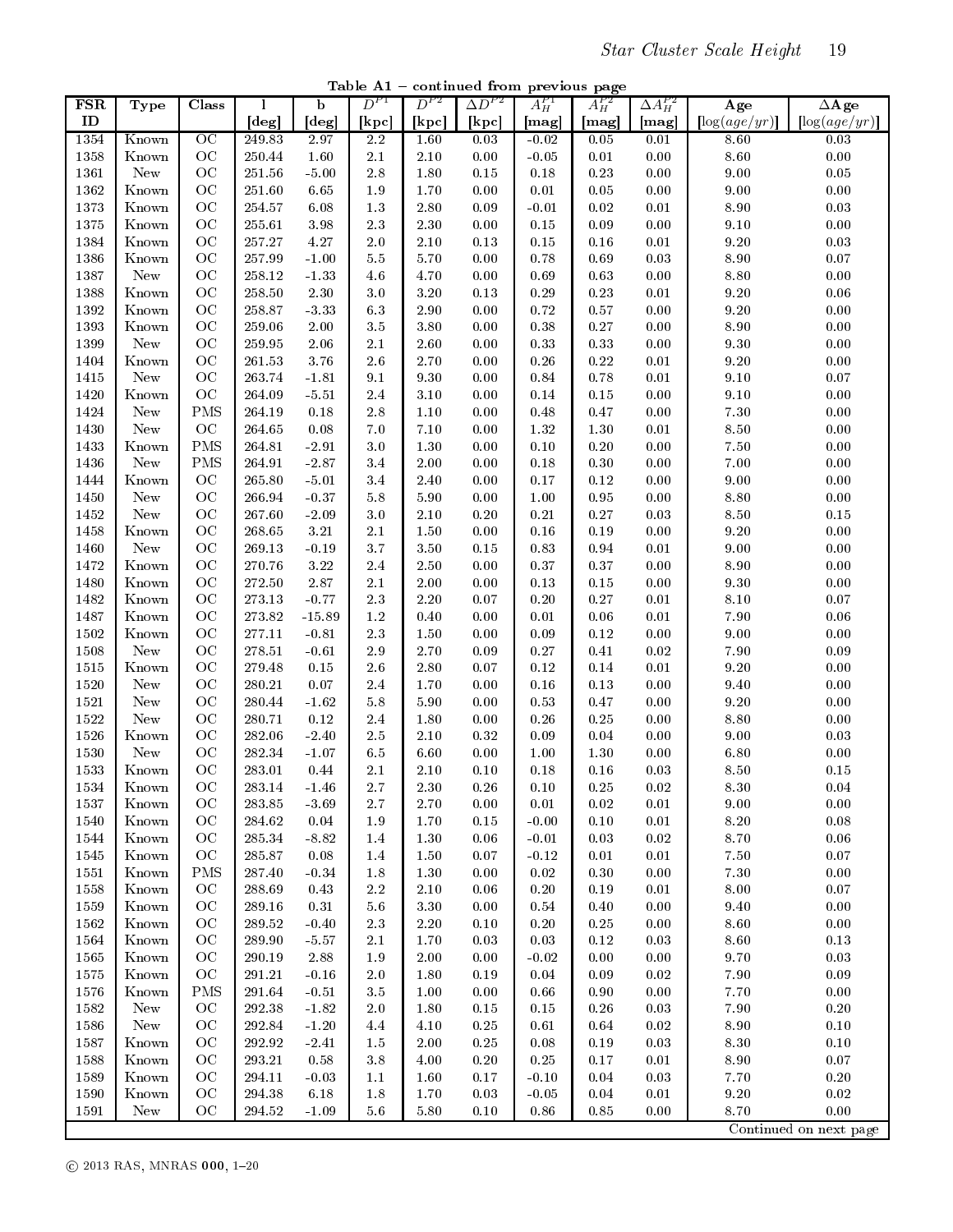**Table A1** – continued from previous page

| FSR ID | Type | Class | l [deg] | b [deg] | $D^{P1}$ [kpc] | $D^{P2}$ [kpc] | $\Delta D^{P2}$ [kpc] | $A_H^{P1}$ [mag] | $A_H^{P2}$ [mag] | $\Delta A_H^{P2}$ [mag] | Age [$\log(age/yr)$] | $\Delta$Age [$\log(age/yr)$] |
|---|---|---|---|---|---|---|---|---|---|---|---|---|
| 1354 | Known | OC | 249.83 | 2.97 | 2.2 | 1.60 | 0.03 | -0.02 | 0.05 | 0.01 | 8.60 | 0.03 |
| 1358 | Known | OC | 250.44 | 1.60 | 2.1 | 2.10 | 0.00 | -0.05 | 0.01 | 0.00 | 8.60 | 0.00 |
| 1361 | New | OC | 251.56 | -5.00 | 2.8 | 1.80 | 0.15 | 0.18 | 0.23 | 0.00 | 9.00 | 0.05 |
| 1362 | Known | OC | 251.60 | 6.65 | 1.9 | 1.70 | 0.00 | 0.01 | 0.05 | 0.00 | 9.00 | 0.00 |
| 1373 | Known | OC | 254.57 | 6.08 | 1.3 | 2.80 | 0.09 | -0.01 | 0.02 | 0.01 | 8.90 | 0.03 |
| 1375 | Known | OC | 255.61 | 3.98 | 2.3 | 2.30 | 0.00 | 0.15 | 0.09 | 0.00 | 9.10 | 0.00 |
| 1384 | Known | OC | 257.27 | 4.27 | 2.0 | 2.10 | 0.13 | 0.15 | 0.16 | 0.01 | 9.20 | 0.03 |
| 1386 | Known | OC | 257.99 | -1.00 | 5.5 | 5.70 | 0.00 | 0.78 | 0.69 | 0.03 | 8.90 | 0.07 |
| 1387 | New | OC | 258.12 | -1.33 | 4.6 | 4.70 | 0.00 | 0.69 | 0.63 | 0.00 | 8.80 | 0.00 |
| 1388 | Known | OC | 258.50 | 2.30 | 3.0 | 3.20 | 0.13 | 0.29 | 0.23 | 0.01 | 9.20 | 0.06 |
| 1392 | Known | OC | 258.87 | -3.33 | 6.3 | 2.90 | 0.00 | 0.72 | 0.57 | 0.00 | 9.20 | 0.00 |
| 1393 | Known | OC | 259.06 | 2.00 | 3.5 | 3.80 | 0.00 | 0.38 | 0.27 | 0.00 | 8.90 | 0.00 |
| 1399 | New | OC | 259.95 | 2.06 | 2.1 | 2.60 | 0.00 | 0.33 | 0.33 | 0.00 | 9.30 | 0.00 |
| 1404 | Known | OC | 261.53 | 3.76 | 2.6 | 2.70 | 0.00 | 0.26 | 0.22 | 0.01 | 9.20 | 0.00 |
| 1415 | New | OC | 263.74 | -1.81 | 9.1 | 9.30 | 0.00 | 0.84 | 0.78 | 0.01 | 9.10 | 0.07 |
| 1420 | Known | OC | 264.09 | -5.51 | 2.4 | 3.10 | 0.00 | 0.14 | 0.15 | 0.00 | 9.10 | 0.00 |
| 1424 | New | PMS | 264.19 | 0.18 | 2.8 | 1.10 | 0.00 | 0.48 | 0.47 | 0.00 | 7.30 | 0.00 |
| 1430 | New | OC | 264.65 | 0.08 | 7.0 | 7.10 | 0.00 | 1.32 | 1.30 | 0.01 | 8.50 | 0.00 |
| 1433 | Known | PMS | 264.81 | -2.91 | 3.0 | 1.30 | 0.00 | 0.10 | 0.20 | 0.00 | 7.50 | 0.00 |
| 1436 | New | PMS | 264.91 | -2.87 | 3.4 | 2.00 | 0.00 | 0.18 | 0.30 | 0.00 | 7.00 | 0.00 |
| 1444 | Known | OC | 265.80 | -5.01 | 3.4 | 2.40 | 0.00 | 0.17 | 0.12 | 0.00 | 9.00 | 0.00 |
| 1450 | New | OC | 266.94 | -0.37 | 5.8 | 5.90 | 0.00 | 1.00 | 0.95 | 0.00 | 8.80 | 0.00 |
| 1452 | New | OC | 267.60 | -2.09 | 3.0 | 2.10 | 0.20 | 0.21 | 0.27 | 0.03 | 8.50 | 0.15 |
| 1458 | Known | OC | 268.65 | 3.21 | 2.1 | 1.50 | 0.00 | 0.16 | 0.19 | 0.00 | 9.20 | 0.00 |
| 1460 | New | OC | 269.13 | -0.19 | 3.7 | 3.50 | 0.15 | 0.83 | 0.94 | 0.01 | 9.00 | 0.00 |
| 1472 | Known | OC | 270.76 | 3.22 | 2.4 | 2.50 | 0.00 | 0.37 | 0.37 | 0.00 | 8.90 | 0.00 |
| 1480 | Known | OC | 272.50 | 2.87 | 2.1 | 2.00 | 0.00 | 0.13 | 0.15 | 0.00 | 9.30 | 0.00 |
| 1482 | Known | OC | 273.13 | -0.77 | 2.3 | 2.20 | 0.07 | 0.20 | 0.27 | 0.01 | 8.10 | 0.07 |
| 1487 | Known | OC | 273.82 | -15.89 | 1.2 | 0.40 | 0.00 | 0.01 | 0.06 | 0.01 | 7.90 | 0.06 |
| 1502 | Known | OC | 277.11 | -0.81 | 2.3 | 1.50 | 0.00 | 0.09 | 0.12 | 0.00 | 9.00 | 0.00 |
| 1508 | New | OC | 278.51 | -0.61 | 2.9 | 2.70 | 0.09 | 0.27 | 0.41 | 0.02 | 7.90 | 0.09 |
| 1515 | Known | OC | 279.48 | 0.15 | 2.6 | 2.80 | 0.07 | 0.12 | 0.14 | 0.01 | 9.20 | 0.00 |
| 1520 | New | OC | 280.21 | 0.07 | 2.4 | 1.70 | 0.00 | 0.16 | 0.13 | 0.00 | 9.40 | 0.00 |
| 1521 | New | OC | 280.44 | -1.62 | 5.8 | 5.90 | 0.00 | 0.53 | 0.47 | 0.00 | 9.20 | 0.00 |
| 1522 | New | OC | 280.71 | 0.12 | 2.4 | 1.80 | 0.00 | 0.26 | 0.25 | 0.00 | 8.80 | 0.00 |
| 1526 | Known | OC | 282.06 | -2.40 | 2.5 | 2.10 | 0.32 | 0.09 | 0.04 | 0.00 | 9.00 | 0.03 |
| 1530 | New | OC | 282.34 | -1.07 | 6.5 | 6.60 | 0.00 | 1.00 | 1.30 | 0.00 | 6.80 | 0.00 |
| 1533 | Known | OC | 283.01 | 0.44 | 2.1 | 2.10 | 0.10 | 0.18 | 0.16 | 0.03 | 8.50 | 0.15 |
| 1534 | Known | OC | 283.14 | -1.46 | 2.7 | 2.30 | 0.26 | 0.10 | 0.25 | 0.02 | 8.30 | 0.04 |
| 1537 | Known | OC | 283.85 | -3.69 | 2.7 | 2.70 | 0.00 | 0.01 | 0.02 | 0.01 | 9.00 | 0.00 |
| 1540 | Known | OC | 284.62 | 0.04 | 1.9 | 1.70 | 0.15 | -0.00 | 0.10 | 0.01 | 8.20 | 0.08 |
| 1544 | Known | OC | 285.34 | -8.82 | 1.4 | 1.30 | 0.06 | -0.01 | 0.03 | 0.02 | 8.70 | 0.06 |
| 1545 | Known | OC | 285.87 | 0.08 | 1.4 | 1.50 | 0.07 | -0.12 | 0.01 | 0.01 | 7.50 | 0.07 |
| 1551 | Known | PMS | 287.40 | -0.34 | 1.8 | 1.30 | 0.00 | 0.02 | 0.30 | 0.00 | 7.30 | 0.00 |
| 1558 | Known | OC | 288.69 | 0.43 | 2.2 | 2.10 | 0.06 | 0.20 | 0.19 | 0.01 | 8.00 | 0.07 |
| 1559 | Known | OC | 289.16 | 0.31 | 5.6 | 3.30 | 0.00 | 0.54 | 0.40 | 0.00 | 9.40 | 0.00 |
| 1562 | Known | OC | 289.52 | -0.40 | 2.3 | 2.20 | 0.10 | 0.20 | 0.25 | 0.00 | 8.60 | 0.00 |
| 1564 | Known | OC | 289.90 | -5.57 | 2.1 | 1.70 | 0.03 | 0.03 | 0.12 | 0.03 | 8.60 | 0.13 |
| 1565 | Known | OC | 290.19 | 2.88 | 1.9 | 2.00 | 0.00 | -0.02 | 0.00 | 0.00 | 9.70 | 0.03 |
| 1575 | Known | OC | 291.21 | -0.16 | 2.0 | 1.80 | 0.19 | 0.04 | 0.09 | 0.02 | 7.90 | 0.09 |
| 1576 | Known | PMS | 291.64 | -0.51 | 3.5 | 1.00 | 0.00 | 0.66 | 0.90 | 0.00 | 7.70 | 0.00 |
| 1582 | New | OC | 292.38 | -1.82 | 2.0 | 1.80 | 0.15 | 0.15 | 0.26 | 0.03 | 7.90 | 0.20 |
| 1586 | New | OC | 292.84 | -1.20 | 4.4 | 4.10 | 0.25 | 0.61 | 0.64 | 0.02 | 8.90 | 0.10 |
| 1587 | Known | OC | 292.92 | -2.41 | 1.5 | 2.00 | 0.25 | 0.08 | 0.19 | 0.03 | 8.30 | 0.10 |
| 1588 | Known | OC | 293.21 | 0.58 | 3.8 | 4.00 | 0.20 | 0.25 | 0.17 | 0.01 | 8.90 | 0.07 |
| 1589 | Known | OC | 294.11 | -0.03 | 1.1 | 1.60 | 0.17 | -0.10 | 0.04 | 0.03 | 7.70 | 0.20 |
| 1590 | Known | OC | 294.38 | 6.18 | 1.8 | 1.70 | 0.03 | -0.05 | 0.04 | 0.01 | 9.20 | 0.02 |
| 1591 | New | OC | 294.52 | -1.09 | 5.6 | 5.80 | 0.10 | 0.86 | 0.85 | 0.00 | 8.70 | 0.00 |

Continued on next page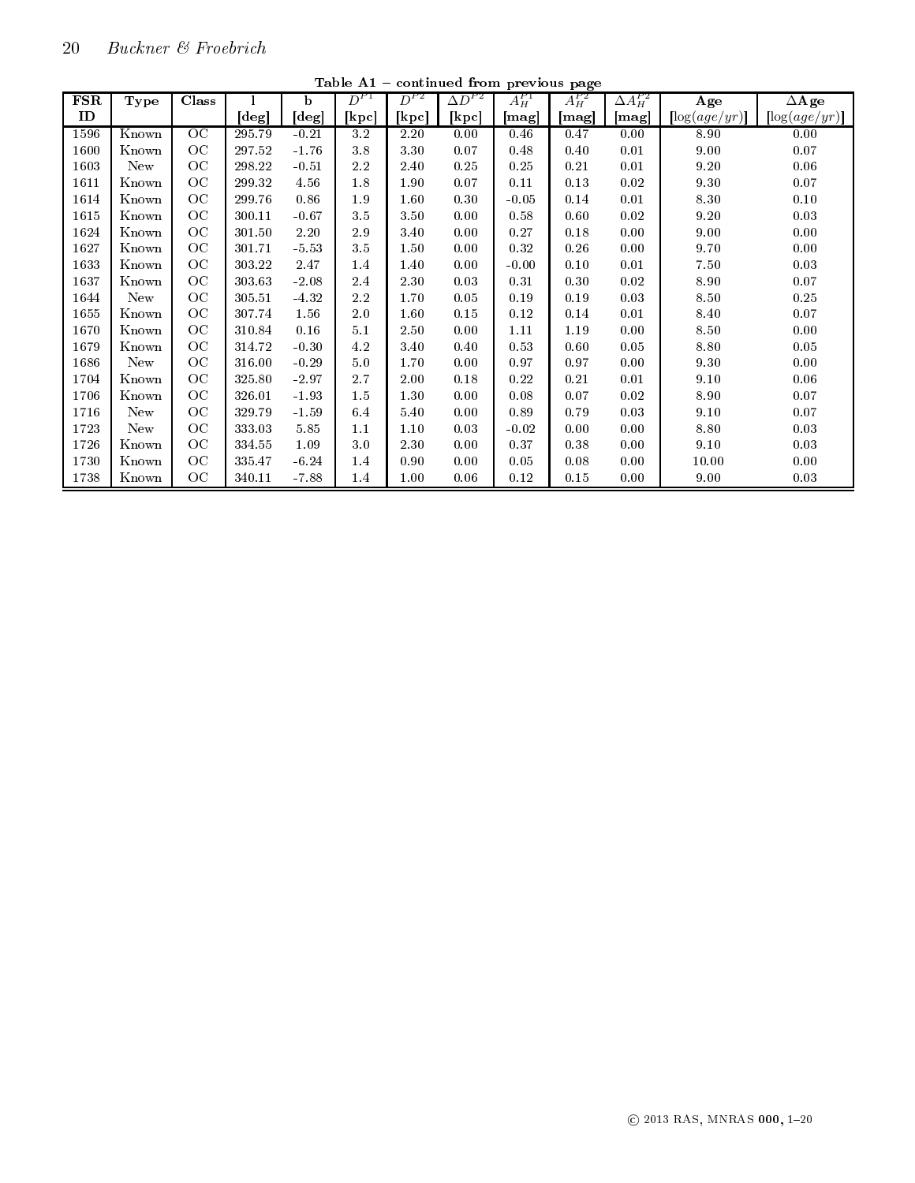Table A1 – continued from previous page

| FSR ID | Type | Class | l [deg] | b [deg] | $D^{P1}$ [kpc] | $D^{P2}$ [kpc] | $\Delta D^{P2}$ [kpc] | $A_H^{P1}$ [mag] | $A_H^{P2}$ [mag] | $\Delta A_H^{P2}$ [mag] | Age [$\log(age/yr)$] | $\Delta$Age [$\log(age/yr)$] |
|---|---|---|---|---|---|---|---|---|---|---|---|---|
| 1596 | Known | OC | 295.79 | -0.21 | 3.2 | 2.20 | 0.00 | 0.46 | 0.47 | 0.00 | 8.90 | 0.00 |
| 1600 | Known | OC | 297.52 | -1.76 | 3.8 | 3.30 | 0.07 | 0.48 | 0.40 | 0.01 | 9.00 | 0.07 |
| 1603 | New | OC | 298.22 | -0.51 | 2.2 | 2.40 | 0.25 | 0.25 | 0.21 | 0.01 | 9.20 | 0.06 |
| 1611 | Known | OC | 299.32 | 4.56 | 1.8 | 1.90 | 0.07 | 0.11 | 0.13 | 0.02 | 9.30 | 0.07 |
| 1614 | Known | OC | 299.76 | 0.86 | 1.9 | 1.60 | 0.30 | -0.05 | 0.14 | 0.01 | 8.30 | 0.10 |
| 1615 | Known | OC | 300.11 | -0.67 | 3.5 | 3.50 | 0.00 | 0.58 | 0.60 | 0.02 | 9.20 | 0.03 |
| 1624 | Known | OC | 301.50 | 2.20 | 2.9 | 3.40 | 0.00 | 0.27 | 0.18 | 0.00 | 9.00 | 0.00 |
| 1627 | Known | OC | 301.71 | -5.53 | 3.5 | 1.50 | 0.00 | 0.32 | 0.26 | 0.00 | 9.70 | 0.00 |
| 1633 | Known | OC | 303.22 | 2.47 | 1.4 | 1.40 | 0.00 | -0.00 | 0.10 | 0.01 | 7.50 | 0.03 |
| 1637 | Known | OC | 303.63 | -2.08 | 2.4 | 2.30 | 0.03 | 0.31 | 0.30 | 0.02 | 8.90 | 0.07 |
| 1644 | New | OC | 305.51 | -4.32 | 2.2 | 1.70 | 0.05 | 0.19 | 0.19 | 0.03 | 8.50 | 0.25 |
| 1655 | Known | OC | 307.74 | 1.56 | 2.0 | 1.60 | 0.15 | 0.12 | 0.14 | 0.01 | 8.40 | 0.07 |
| 1670 | Known | OC | 310.84 | 0.16 | 5.1 | 2.50 | 0.00 | 1.11 | 1.19 | 0.00 | 8.50 | 0.00 |
| 1679 | Known | OC | 314.72 | -0.30 | 4.2 | 3.40 | 0.40 | 0.53 | 0.60 | 0.05 | 8.80 | 0.05 |
| 1686 | New | OC | 316.00 | -0.29 | 5.0 | 1.70 | 0.00 | 0.97 | 0.97 | 0.00 | 9.30 | 0.00 |
| 1704 | Known | OC | 325.80 | -2.97 | 2.7 | 2.00 | 0.18 | 0.22 | 0.21 | 0.01 | 9.10 | 0.06 |
| 1706 | Known | OC | 326.01 | -1.93 | 1.5 | 1.30 | 0.00 | 0.08 | 0.07 | 0.02 | 8.90 | 0.07 |
| 1716 | New | OC | 329.79 | -1.59 | 6.4 | 5.40 | 0.00 | 0.89 | 0.79 | 0.03 | 9.10 | 0.07 |
| 1723 | New | OC | 333.03 | 5.85 | 1.1 | 1.10 | 0.03 | -0.02 | 0.00 | 0.00 | 8.80 | 0.03 |
| 1726 | Known | OC | 334.55 | 1.09 | 3.0 | 2.30 | 0.00 | 0.37 | 0.38 | 0.00 | 9.10 | 0.03 |
| 1730 | Known | OC | 335.47 | -6.24 | 1.4 | 0.90 | 0.00 | 0.05 | 0.08 | 0.00 | 10.00 | 0.00 |
| 1738 | Known | OC | 340.11 | -7.88 | 1.4 | 1.00 | 0.06 | 0.12 | 0.15 | 0.00 | 9.00 | 0.03 |